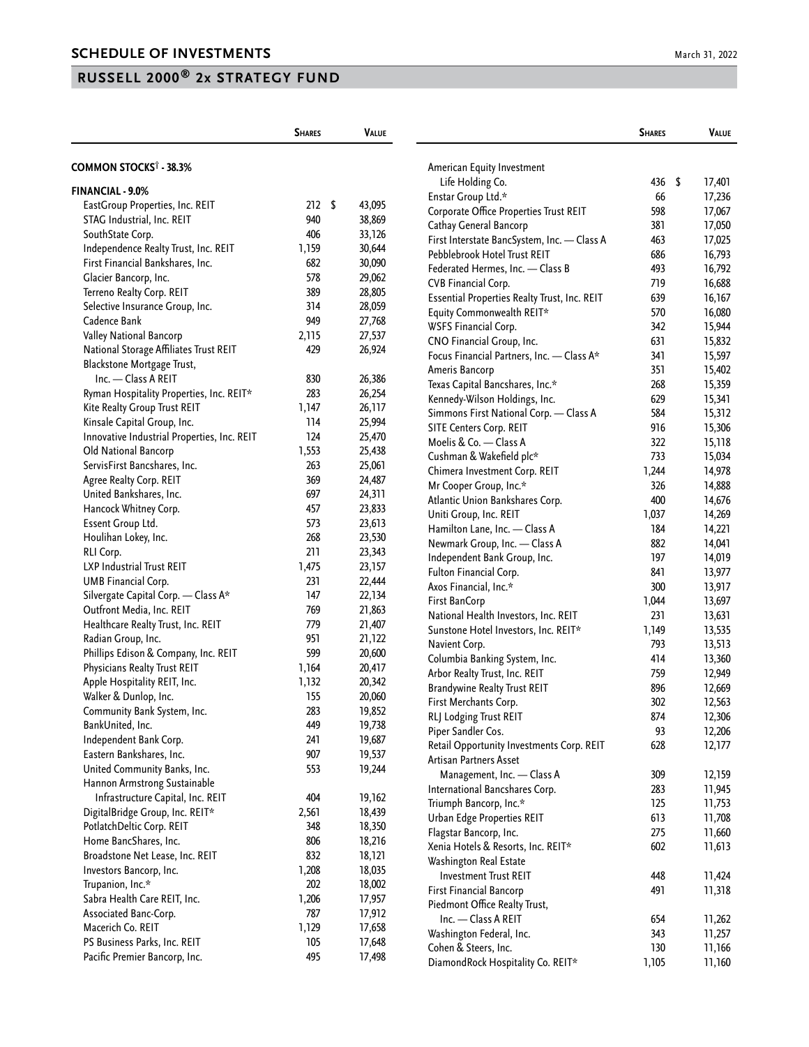## SCHEDULE OF INVESTMENTS

March 31, 2022

## RUSSELL 2000® 2x STRATEGY FUND

| | Shares | Value |
|---|---|---|
| **COMMON STOCKS† - 38.3%** | | |
| **FINANCIAL - 9.0%** | | |
| EastGroup Properties, Inc. REIT | 212 | $ 43,095 |
| STAG Industrial, Inc. REIT | 940 | 38,869 |
| SouthState Corp. | 406 | 33,126 |
| Independence Realty Trust, Inc. REIT | 1,159 | 30,644 |
| First Financial Bankshares, Inc. | 682 | 30,090 |
| Glacier Bancorp, Inc. | 578 | 29,062 |
| Terreno Realty Corp. REIT | 389 | 28,805 |
| Selective Insurance Group, Inc. | 314 | 28,059 |
| Cadence Bank | 949 | 27,768 |
| Valley National Bancorp | 2,115 | 27,537 |
| National Storage Affiliates Trust REIT | 429 | 26,924 |
| Blackstone Mortgage Trust, Inc. — Class A REIT | 830 | 26,386 |
| Ryman Hospitality Properties, Inc. REIT* | 283 | 26,254 |
| Kite Realty Group Trust REIT | 1,147 | 26,117 |
| Kinsale Capital Group, Inc. | 114 | 25,994 |
| Innovative Industrial Properties, Inc. REIT | 124 | 25,470 |
| Old National Bancorp | 1,553 | 25,438 |
| ServisFirst Bancshares, Inc. | 263 | 25,061 |
| Agree Realty Corp. REIT | 369 | 24,487 |
| United Bankshares, Inc. | 697 | 24,311 |
| Hancock Whitney Corp. | 457 | 23,833 |
| Essent Group Ltd. | 573 | 23,613 |
| Houlihan Lokey, Inc. | 268 | 23,530 |
| RLI Corp. | 211 | 23,343 |
| LXP Industrial Trust REIT | 1,475 | 23,157 |
| UMB Financial Corp. | 231 | 22,444 |
| Silvergate Capital Corp. — Class A* | 147 | 22,134 |
| Outfront Media, Inc. REIT | 769 | 21,863 |
| Healthcare Realty Trust, Inc. REIT | 779 | 21,407 |
| Radian Group, Inc. | 951 | 21,122 |
| Phillips Edison & Company, Inc. REIT | 599 | 20,600 |
| Physicians Realty Trust REIT | 1,164 | 20,417 |
| Apple Hospitality REIT, Inc. | 1,132 | 20,342 |
| Walker & Dunlop, Inc. | 155 | 20,060 |
| Community Bank System, Inc. | 283 | 19,852 |
| BankUnited, Inc. | 449 | 19,738 |
| Independent Bank Corp. | 241 | 19,687 |
| Eastern Bankshares, Inc. | 907 | 19,537 |
| United Community Banks, Inc. | 553 | 19,244 |
| Hannon Armstrong Sustainable Infrastructure Capital, Inc. REIT | 404 | 19,162 |
| DigitalBridge Group, Inc. REIT* | 2,561 | 18,439 |
| PotlatchDeltic Corp. REIT | 348 | 18,350 |
| Home BancShares, Inc. | 806 | 18,216 |
| Broadstone Net Lease, Inc. REIT | 832 | 18,121 |
| Investors Bancorp, Inc. | 1,208 | 18,035 |
| Trupanion, Inc.* | 202 | 18,002 |
| Sabra Health Care REIT, Inc. | 1,206 | 17,957 |
| Associated Banc-Corp. | 787 | 17,912 |
| Macerich Co. REIT | 1,129 | 17,658 |
| PS Business Parks, Inc. REIT | 105 | 17,648 |
| Pacific Premier Bancorp, Inc. | 495 | 17,498 |
| American Equity Investment Life Holding Co. | 436 | $ 17,401 |
| Enstar Group Ltd.* | 66 | 17,236 |
| Corporate Office Properties Trust REIT | 598 | 17,067 |
| Cathay General Bancorp | 381 | 17,050 |
| First Interstate BancSystem, Inc. — Class A | 463 | 17,025 |
| Pebblebrook Hotel Trust REIT | 686 | 16,793 |
| Federated Hermes, Inc. — Class B | 493 | 16,792 |
| CVB Financial Corp. | 719 | 16,688 |
| Essential Properties Realty Trust, Inc. REIT | 639 | 16,167 |
| Equity Commonwealth REIT* | 570 | 16,080 |
| WSFS Financial Corp. | 342 | 15,944 |
| CNO Financial Group, Inc. | 631 | 15,832 |
| Focus Financial Partners, Inc. — Class A* | 341 | 15,597 |
| Ameris Bancorp | 351 | 15,402 |
| Texas Capital Bancshares, Inc.* | 268 | 15,359 |
| Kennedy-Wilson Holdings, Inc. | 629 | 15,341 |
| Simmons First National Corp. — Class A | 584 | 15,312 |
| SITE Centers Corp. REIT | 916 | 15,306 |
| Moelis & Co. — Class A | 322 | 15,118 |
| Cushman & Wakefield plc* | 733 | 15,034 |
| Chimera Investment Corp. REIT | 1,244 | 14,978 |
| Mr Cooper Group, Inc.* | 326 | 14,888 |
| Atlantic Union Bankshares Corp. | 400 | 14,676 |
| Uniti Group, Inc. REIT | 1,037 | 14,269 |
| Hamilton Lane, Inc. — Class A | 184 | 14,221 |
| Newmark Group, Inc. — Class A | 882 | 14,041 |
| Independent Bank Group, Inc. | 197 | 14,019 |
| Fulton Financial Corp. | 841 | 13,977 |
| Axos Financial, Inc.* | 300 | 13,917 |
| First BanCorp | 1,044 | 13,697 |
| National Health Investors, Inc. REIT | 231 | 13,631 |
| Sunstone Hotel Investors, Inc. REIT* | 1,149 | 13,535 |
| Navient Corp. | 793 | 13,513 |
| Columbia Banking System, Inc. | 414 | 13,360 |
| Arbor Realty Trust, Inc. REIT | 759 | 12,949 |
| Brandywine Realty Trust REIT | 896 | 12,669 |
| First Merchants Corp. | 302 | 12,563 |
| RLJ Lodging Trust REIT | 874 | 12,306 |
| Piper Sandler Cos. | 93 | 12,206 |
| Retail Opportunity Investments Corp. REIT | 628 | 12,177 |
| Artisan Partners Asset Management, Inc. — Class A | 309 | 12,159 |
| International Bancshares Corp. | 283 | 11,945 |
| Triumph Bancorp, Inc.* | 125 | 11,753 |
| Urban Edge Properties REIT | 613 | 11,708 |
| Flagstar Bancorp, Inc. | 275 | 11,660 |
| Xenia Hotels & Resorts, Inc. REIT* | 602 | 11,613 |
| Washington Real Estate Investment Trust REIT | 448 | 11,424 |
| First Financial Bancorp | 491 | 11,318 |
| Piedmont Office Realty Trust, Inc. — Class A REIT | 654 | 11,262 |
| Washington Federal, Inc. | 343 | 11,257 |
| Cohen & Steers, Inc. | 130 | 11,166 |
| DiamondRock Hospitality Co. REIT* | 1,105 | 11,160 |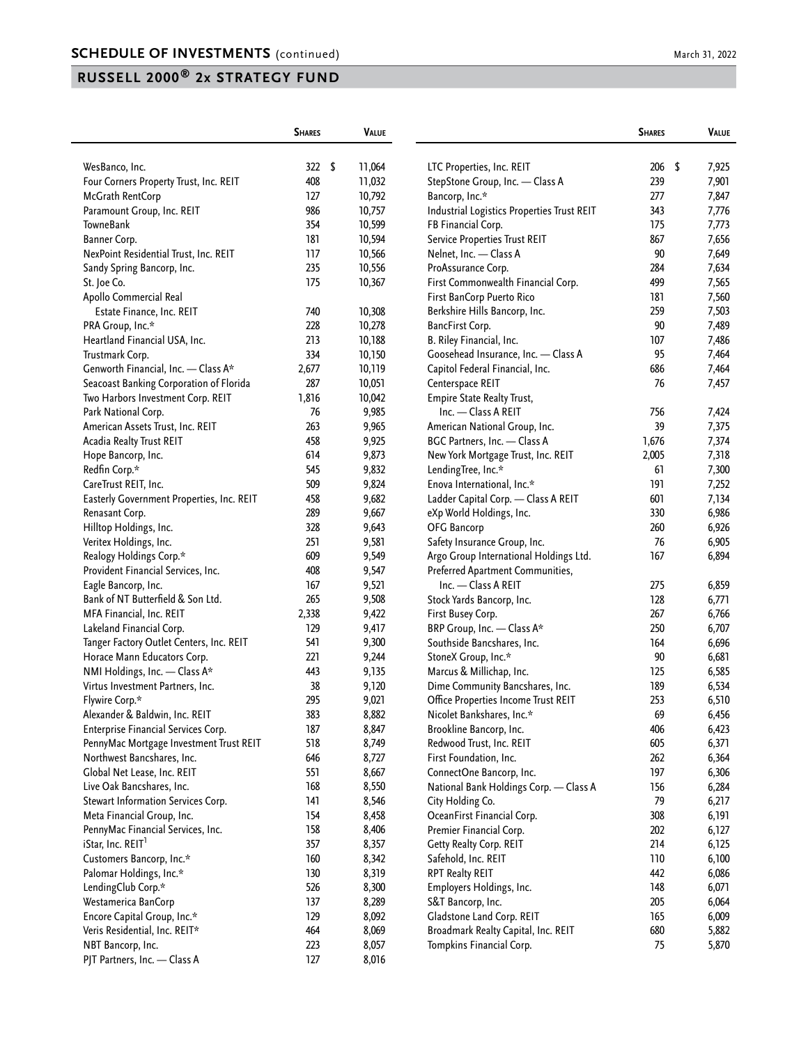## SCHEDULE OF INVESTMENTS (continued)

## RUSSELL 2000® 2x STRATEGY FUND

| | Shares | Value |
|---|---|---|
| WesBanco, Inc. | 322 | $ 11,064 |
| Four Corners Property Trust, Inc. REIT | 408 | 11,032 |
| McGrath RentCorp | 127 | 10,792 |
| Paramount Group, Inc. REIT | 986 | 10,757 |
| TowneBank | 354 | 10,599 |
| Banner Corp. | 181 | 10,594 |
| NexPoint Residential Trust, Inc. REIT | 117 | 10,566 |
| Sandy Spring Bancorp, Inc. | 235 | 10,556 |
| St. Joe Co. | 175 | 10,367 |
| Apollo Commercial Real Estate Finance, Inc. REIT | 740 | 10,308 |
| PRA Group, Inc.* | 228 | 10,278 |
| Heartland Financial USA, Inc. | 213 | 10,188 |
| Trustmark Corp. | 334 | 10,150 |
| Genworth Financial, Inc. — Class A* | 2,677 | 10,119 |
| Seacoast Banking Corporation of Florida | 287 | 10,051 |
| Two Harbors Investment Corp. REIT | 1,816 | 10,042 |
| Park National Corp. | 76 | 9,985 |
| American Assets Trust, Inc. REIT | 263 | 9,965 |
| Acadia Realty Trust REIT | 458 | 9,925 |
| Hope Bancorp, Inc. | 614 | 9,873 |
| Redfin Corp.* | 545 | 9,832 |
| CareTrust REIT, Inc. | 509 | 9,824 |
| Easterly Government Properties, Inc. REIT | 458 | 9,682 |
| Renasant Corp. | 289 | 9,667 |
| Hilltop Holdings, Inc. | 328 | 9,643 |
| Veritex Holdings, Inc. | 251 | 9,581 |
| Realogy Holdings Corp.* | 609 | 9,549 |
| Provident Financial Services, Inc. | 408 | 9,547 |
| Eagle Bancorp, Inc. | 167 | 9,521 |
| Bank of NT Butterfield & Son Ltd. | 265 | 9,508 |
| MFA Financial, Inc. REIT | 2,338 | 9,422 |
| Lakeland Financial Corp. | 129 | 9,417 |
| Tanger Factory Outlet Centers, Inc. REIT | 541 | 9,300 |
| Horace Mann Educators Corp. | 221 | 9,244 |
| NMI Holdings, Inc. — Class A* | 443 | 9,135 |
| Virtus Investment Partners, Inc. | 38 | 9,120 |
| Flywire Corp.* | 295 | 9,021 |
| Alexander & Baldwin, Inc. REIT | 383 | 8,882 |
| Enterprise Financial Services Corp. | 187 | 8,847 |
| PennyMac Mortgage Investment Trust REIT | 518 | 8,749 |
| Northwest Bancshares, Inc. | 646 | 8,727 |
| Global Net Lease, Inc. REIT | 551 | 8,667 |
| Live Oak Bancshares, Inc. | 168 | 8,550 |
| Stewart Information Services Corp. | 141 | 8,546 |
| Meta Financial Group, Inc. | 154 | 8,458 |
| PennyMac Financial Services, Inc. | 158 | 8,406 |
| iStar, Inc. REIT[1] | 357 | 8,357 |
| Customers Bancorp, Inc.* | 160 | 8,342 |
| Palomar Holdings, Inc.* | 130 | 8,319 |
| LendingClub Corp.* | 526 | 8,300 |
| Westamerica BanCorp | 137 | 8,289 |
| Encore Capital Group, Inc.* | 129 | 8,092 |
| Veris Residential, Inc. REIT* | 464 | 8,069 |
| NBT Bancorp, Inc. | 223 | 8,057 |
| PJT Partners, Inc. — Class A | 127 | 8,016 |
| LTC Properties, Inc. REIT | 206 | $ 7,925 |
| StepStone Group, Inc. — Class A | 239 | 7,901 |
| Bancorp, Inc.* | 277 | 7,847 |
| Industrial Logistics Properties Trust REIT | 343 | 7,776 |
| FB Financial Corp. | 175 | 7,773 |
| Service Properties Trust REIT | 867 | 7,656 |
| Nelnet, Inc. — Class A | 90 | 7,649 |
| ProAssurance Corp. | 284 | 7,634 |
| First Commonwealth Financial Corp. | 499 | 7,565 |
| First BanCorp Puerto Rico | 181 | 7,560 |
| Berkshire Hills Bancorp, Inc. | 259 | 7,503 |
| BancFirst Corp. | 90 | 7,489 |
| B. Riley Financial, Inc. | 107 | 7,486 |
| Goosehead Insurance, Inc. — Class A | 95 | 7,464 |
| Capitol Federal Financial, Inc. | 686 | 7,464 |
| Centerspace REIT | 76 | 7,457 |
| Empire State Realty Trust, Inc. — Class A REIT | 756 | 7,424 |
| American National Group, Inc. | 39 | 7,375 |
| BGC Partners, Inc. — Class A | 1,676 | 7,374 |
| New York Mortgage Trust, Inc. REIT | 2,005 | 7,318 |
| LendingTree, Inc.* | 61 | 7,300 |
| Enova International, Inc.* | 191 | 7,252 |
| Ladder Capital Corp. — Class A REIT | 601 | 7,134 |
| eXp World Holdings, Inc. | 330 | 6,986 |
| OFG Bancorp | 260 | 6,926 |
| Safety Insurance Group, Inc. | 76 | 6,905 |
| Argo Group International Holdings Ltd. | 167 | 6,894 |
| Preferred Apartment Communities, Inc. — Class A REIT | 275 | 6,859 |
| Stock Yards Bancorp, Inc. | 128 | 6,771 |
| First Busey Corp. | 267 | 6,766 |
| BRP Group, Inc. — Class A* | 250 | 6,707 |
| Southside Bancshares, Inc. | 164 | 6,696 |
| StoneX Group, Inc.* | 90 | 6,681 |
| Marcus & Millichap, Inc. | 125 | 6,585 |
| Dime Community Bancshares, Inc. | 189 | 6,534 |
| Office Properties Income Trust REIT | 253 | 6,510 |
| Nicolet Bankshares, Inc.* | 69 | 6,456 |
| Brookline Bancorp, Inc. | 406 | 6,423 |
| Redwood Trust, Inc. REIT | 605 | 6,371 |
| First Foundation, Inc. | 262 | 6,364 |
| ConnectOne Bancorp, Inc. | 197 | 6,306 |
| National Bank Holdings Corp. — Class A | 156 | 6,284 |
| City Holding Co. | 79 | 6,217 |
| OceanFirst Financial Corp. | 308 | 6,191 |
| Premier Financial Corp. | 202 | 6,127 |
| Getty Realty Corp. REIT | 214 | 6,125 |
| Safehold, Inc. REIT | 110 | 6,100 |
| RPT Realty REIT | 442 | 6,086 |
| Employers Holdings, Inc. | 148 | 6,071 |
| S&T Bancorp, Inc. | 205 | 6,064 |
| Gladstone Land Corp. REIT | 165 | 6,009 |
| Broadmark Realty Capital, Inc. REIT | 680 | 5,882 |
| Tompkins Financial Corp. | 75 | 5,870 |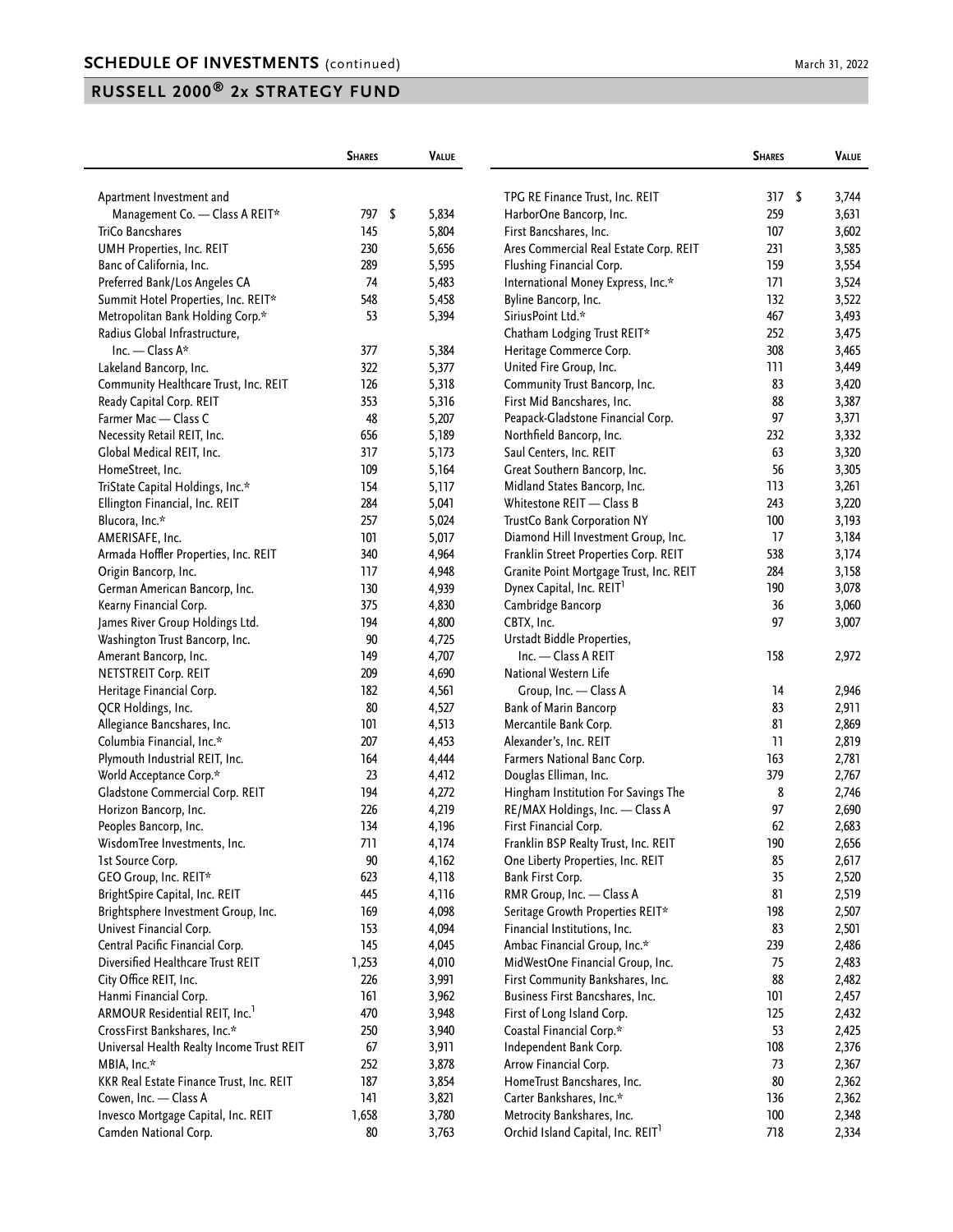## SCHEDULE OF INVESTMENTS (continued)

March 31, 2022

## RUSSELL 2000® 2x STRATEGY FUND

| | Shares | Value |
|---|---|---|
| Apartment Investment and Management Co. — Class A REIT* | 797 | $ 5,834 |
| TriCo Bancshares | 145 | 5,804 |
| UMH Properties, Inc. REIT | 230 | 5,656 |
| Banc of California, Inc. | 289 | 5,595 |
| Preferred Bank/Los Angeles CA | 74 | 5,483 |
| Summit Hotel Properties, Inc. REIT* | 548 | 5,458 |
| Metropolitan Bank Holding Corp.* | 53 | 5,394 |
| Radius Global Infrastructure, Inc. — Class A* | 377 | 5,384 |
| Lakeland Bancorp, Inc. | 322 | 5,377 |
| Community Healthcare Trust, Inc. REIT | 126 | 5,318 |
| Ready Capital Corp. REIT | 353 | 5,316 |
| Farmer Mac — Class C | 48 | 5,207 |
| Necessity Retail REIT, Inc. | 656 | 5,189 |
| Global Medical REIT, Inc. | 317 | 5,173 |
| HomeStreet, Inc. | 109 | 5,164 |
| TriState Capital Holdings, Inc.* | 154 | 5,117 |
| Ellington Financial, Inc. REIT | 284 | 5,041 |
| Blucora, Inc.* | 257 | 5,024 |
| AMERISAFE, Inc. | 101 | 5,017 |
| Armada Hoffler Properties, Inc. REIT | 340 | 4,964 |
| Origin Bancorp, Inc. | 117 | 4,948 |
| German American Bancorp, Inc. | 130 | 4,939 |
| Kearny Financial Corp. | 375 | 4,830 |
| James River Group Holdings Ltd. | 194 | 4,800 |
| Washington Trust Bancorp, Inc. | 90 | 4,725 |
| Amerant Bancorp, Inc. | 149 | 4,707 |
| NETSTREIT Corp. REIT | 209 | 4,690 |
| Heritage Financial Corp. | 182 | 4,561 |
| QCR Holdings, Inc. | 80 | 4,527 |
| Allegiance Bancshares, Inc. | 101 | 4,513 |
| Columbia Financial, Inc.* | 207 | 4,453 |
| Plymouth Industrial REIT, Inc. | 164 | 4,444 |
| World Acceptance Corp.* | 23 | 4,412 |
| Gladstone Commercial Corp. REIT | 194 | 4,272 |
| Horizon Bancorp, Inc. | 226 | 4,219 |
| Peoples Bancorp, Inc. | 134 | 4,196 |
| WisdomTree Investments, Inc. | 711 | 4,174 |
| 1st Source Corp. | 90 | 4,162 |
| GEO Group, Inc. REIT* | 623 | 4,118 |
| BrightSpire Capital, Inc. REIT | 445 | 4,116 |
| Brightsphere Investment Group, Inc. | 169 | 4,098 |
| Univest Financial Corp. | 153 | 4,094 |
| Central Pacific Financial Corp. | 145 | 4,045 |
| Diversified Healthcare Trust REIT | 1,253 | 4,010 |
| City Office REIT, Inc. | 226 | 3,991 |
| Hanmi Financial Corp. | 161 | 3,962 |
| ARMOUR Residential REIT, Inc.[1] | 470 | 3,948 |
| CrossFirst Bankshares, Inc.* | 250 | 3,940 |
| Universal Health Realty Income Trust REIT | 67 | 3,911 |
| MBIA, Inc.* | 252 | 3,878 |
| KKR Real Estate Finance Trust, Inc. REIT | 187 | 3,854 |
| Cowen, Inc. — Class A | 141 | 3,821 |
| Invesco Mortgage Capital, Inc. REIT | 1,658 | 3,780 |
| Camden National Corp. | 80 | 3,763 |
| TPG RE Finance Trust, Inc. REIT | 317 | $ 3,744 |
| HarborOne Bancorp, Inc. | 259 | 3,631 |
| First Bancshares, Inc. | 107 | 3,602 |
| Ares Commercial Real Estate Corp. REIT | 231 | 3,585 |
| Flushing Financial Corp. | 159 | 3,554 |
| International Money Express, Inc.* | 171 | 3,524 |
| Byline Bancorp, Inc. | 132 | 3,522 |
| SiriusPoint Ltd.* | 467 | 3,493 |
| Chatham Lodging Trust REIT* | 252 | 3,475 |
| Heritage Commerce Corp. | 308 | 3,465 |
| United Fire Group, Inc. | 111 | 3,449 |
| Community Trust Bancorp, Inc. | 83 | 3,420 |
| First Mid Bancshares, Inc. | 88 | 3,387 |
| Peapack-Gladstone Financial Corp. | 97 | 3,371 |
| Northfield Bancorp, Inc. | 232 | 3,332 |
| Saul Centers, Inc. REIT | 63 | 3,320 |
| Great Southern Bancorp, Inc. | 56 | 3,305 |
| Midland States Bancorp, Inc. | 113 | 3,261 |
| Whitestone REIT — Class B | 243 | 3,220 |
| TrustCo Bank Corporation NY | 100 | 3,193 |
| Diamond Hill Investment Group, Inc. | 17 | 3,184 |
| Franklin Street Properties Corp. REIT | 538 | 3,174 |
| Granite Point Mortgage Trust, Inc. REIT | 284 | 3,158 |
| Dynex Capital, Inc. REIT[1] | 190 | 3,078 |
| Cambridge Bancorp | 36 | 3,060 |
| CBTX, Inc. | 97 | 3,007 |
| Urstadt Biddle Properties, Inc. — Class A REIT | 158 | 2,972 |
| National Western Life Group, Inc. — Class A | 14 | 2,946 |
| Bank of Marin Bancorp | 83 | 2,911 |
| Mercantile Bank Corp. | 81 | 2,869 |
| Alexander's, Inc. REIT | 11 | 2,819 |
| Farmers National Banc Corp. | 163 | 2,781 |
| Douglas Elliman, Inc. | 379 | 2,767 |
| Hingham Institution For Savings The | 8 | 2,746 |
| RE/MAX Holdings, Inc. — Class A | 97 | 2,690 |
| First Financial Corp. | 62 | 2,683 |
| Franklin BSP Realty Trust, Inc. REIT | 190 | 2,656 |
| One Liberty Properties, Inc. REIT | 85 | 2,617 |
| Bank First Corp. | 35 | 2,520 |
| RMR Group, Inc. — Class A | 81 | 2,519 |
| Seritage Growth Properties REIT* | 198 | 2,507 |
| Financial Institutions, Inc. | 83 | 2,501 |
| Ambac Financial Group, Inc.* | 239 | 2,486 |
| MidWestOne Financial Group, Inc. | 75 | 2,483 |
| First Community Bankshares, Inc. | 88 | 2,482 |
| Business First Bancshares, Inc. | 101 | 2,457 |
| First of Long Island Corp. | 125 | 2,432 |
| Coastal Financial Corp.* | 53 | 2,425 |
| Independent Bank Corp. | 108 | 2,376 |
| Arrow Financial Corp. | 73 | 2,367 |
| HomeTrust Bancshares, Inc. | 80 | 2,362 |
| Carter Bankshares, Inc.* | 136 | 2,362 |
| Metrocity Bankshares, Inc. | 100 | 2,348 |
| Orchid Island Capital, Inc. REIT[1] | 718 | 2,334 |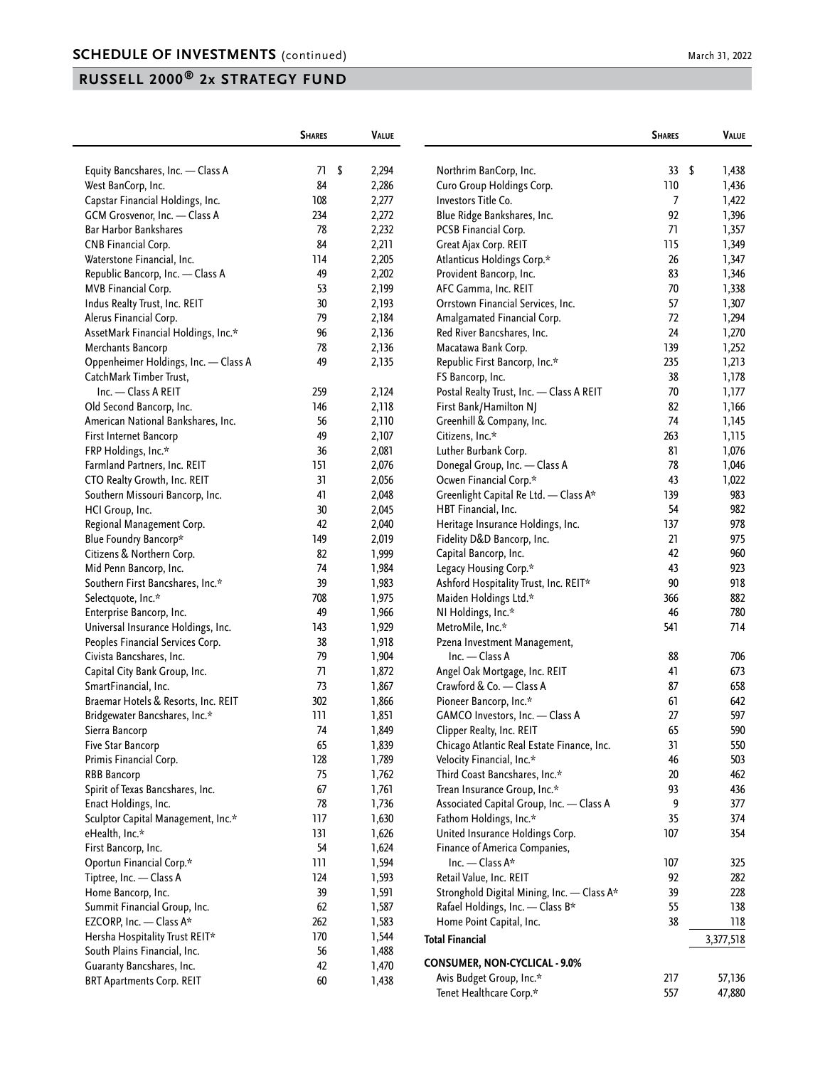## SCHEDULE OF INVESTMENTS (continued)

March 31, 2022

## RUSSELL 2000® 2x STRATEGY FUND

| | Shares | Value |
|---|---|---|
| Equity Bancshares, Inc. — Class A | 71 | $ 2,294 |
| West BanCorp, Inc. | 84 | 2,286 |
| Capstar Financial Holdings, Inc. | 108 | 2,277 |
| GCM Grosvenor, Inc. — Class A | 234 | 2,272 |
| Bar Harbor Bankshares | 78 | 2,232 |
| CNB Financial Corp. | 84 | 2,211 |
| Waterstone Financial, Inc. | 114 | 2,205 |
| Republic Bancorp, Inc. — Class A | 49 | 2,202 |
| MVB Financial Corp. | 53 | 2,199 |
| Indus Realty Trust, Inc. REIT | 30 | 2,193 |
| Alerus Financial Corp. | 79 | 2,184 |
| AssetMark Financial Holdings, Inc.* | 96 | 2,136 |
| Merchants Bancorp | 78 | 2,136 |
| Oppenheimer Holdings, Inc. — Class A | 49 | 2,135 |
| CatchMark Timber Trust, Inc. — Class A REIT | 259 | 2,124 |
| Old Second Bancorp, Inc. | 146 | 2,118 |
| American National Bankshares, Inc. | 56 | 2,110 |
| First Internet Bancorp | 49 | 2,107 |
| FRP Holdings, Inc.* | 36 | 2,081 |
| Farmland Partners, Inc. REIT | 151 | 2,076 |
| CTO Realty Growth, Inc. REIT | 31 | 2,056 |
| Southern Missouri Bancorp, Inc. | 41 | 2,048 |
| HCI Group, Inc. | 30 | 2,045 |
| Regional Management Corp. | 42 | 2,040 |
| Blue Foundry Bancorp* | 149 | 2,019 |
| Citizens & Northern Corp. | 82 | 1,999 |
| Mid Penn Bancorp, Inc. | 74 | 1,984 |
| Southern First Bancshares, Inc.* | 39 | 1,983 |
| Selectquote, Inc.* | 708 | 1,975 |
| Enterprise Bancorp, Inc. | 49 | 1,966 |
| Universal Insurance Holdings, Inc. | 143 | 1,929 |
| Peoples Financial Services Corp. | 38 | 1,918 |
| Civista Bancshares, Inc. | 79 | 1,904 |
| Capital City Bank Group, Inc. | 71 | 1,872 |
| SmartFinancial, Inc. | 73 | 1,867 |
| Braemar Hotels & Resorts, Inc. REIT | 302 | 1,866 |
| Bridgewater Bancshares, Inc.* | 111 | 1,851 |
| Sierra Bancorp | 74 | 1,849 |
| Five Star Bancorp | 65 | 1,839 |
| Primis Financial Corp. | 128 | 1,789 |
| RBB Bancorp | 75 | 1,762 |
| Spirit of Texas Bancshares, Inc. | 67 | 1,761 |
| Enact Holdings, Inc. | 78 | 1,736 |
| Sculptor Capital Management, Inc.* | 117 | 1,630 |
| eHealth, Inc.* | 131 | 1,626 |
| First Bancorp, Inc. | 54 | 1,624 |
| Oportun Financial Corp.* | 111 | 1,594 |
| Tiptree, Inc. — Class A | 124 | 1,593 |
| Home Bancorp, Inc. | 39 | 1,591 |
| Summit Financial Group, Inc. | 62 | 1,587 |
| EZCORP, Inc. — Class A* | 262 | 1,583 |
| Hersha Hospitality Trust REIT* | 170 | 1,544 |
| South Plains Financial, Inc. | 56 | 1,488 |
| Guaranty Bancshares, Inc. | 42 | 1,470 |
| BRT Apartments Corp. REIT | 60 | 1,438 |
| Northrim BanCorp, Inc. | 33 | $ 1,438 |
| Curo Group Holdings Corp. | 110 | 1,436 |
| Investors Title Co. | 7 | 1,422 |
| Blue Ridge Bankshares, Inc. | 92 | 1,396 |
| PCSB Financial Corp. | 71 | 1,357 |
| Great Ajax Corp. REIT | 115 | 1,349 |
| Atlanticus Holdings Corp.* | 26 | 1,347 |
| Provident Bancorp, Inc. | 83 | 1,346 |
| AFC Gamma, Inc. REIT | 70 | 1,338 |
| Orrstown Financial Services, Inc. | 57 | 1,307 |
| Amalgamated Financial Corp. | 72 | 1,294 |
| Red River Bancshares, Inc. | 24 | 1,270 |
| Macatawa Bank Corp. | 139 | 1,252 |
| Republic First Bancorp, Inc.* | 235 | 1,213 |
| FS Bancorp, Inc. | 38 | 1,178 |
| Postal Realty Trust, Inc. — Class A REIT | 70 | 1,177 |
| First Bank/Hamilton NJ | 82 | 1,166 |
| Greenhill & Company, Inc. | 74 | 1,145 |
| Citizens, Inc.* | 263 | 1,115 |
| Luther Burbank Corp. | 81 | 1,076 |
| Donegal Group, Inc. — Class A | 78 | 1,046 |
| Ocwen Financial Corp.* | 43 | 1,022 |
| Greenlight Capital Re Ltd. — Class A* | 139 | 983 |
| HBT Financial, Inc. | 54 | 982 |
| Heritage Insurance Holdings, Inc. | 137 | 978 |
| Fidelity D&D Bancorp, Inc. | 21 | 975 |
| Capital Bancorp, Inc. | 42 | 960 |
| Legacy Housing Corp.* | 43 | 923 |
| Ashford Hospitality Trust, Inc. REIT* | 90 | 918 |
| Maiden Holdings Ltd.* | 366 | 882 |
| NI Holdings, Inc.* | 46 | 780 |
| MetroMile, Inc.* | 541 | 714 |
| Pzena Investment Management, Inc. — Class A | 88 | 706 |
| Angel Oak Mortgage, Inc. REIT | 41 | 673 |
| Crawford & Co. — Class A | 87 | 658 |
| Pioneer Bancorp, Inc.* | 61 | 642 |
| GAMCO Investors, Inc. — Class A | 27 | 597 |
| Clipper Realty, Inc. REIT | 65 | 590 |
| Chicago Atlantic Real Estate Finance, Inc. | 31 | 550 |
| Velocity Financial, Inc.* | 46 | 503 |
| Third Coast Bancshares, Inc.* | 20 | 462 |
| Trean Insurance Group, Inc.* | 93 | 436 |
| Associated Capital Group, Inc. — Class A | 9 | 377 |
| Fathom Holdings, Inc.* | 35 | 374 |
| United Insurance Holdings Corp. | 107 | 354 |
| Finance of America Companies, Inc. — Class A* | 107 | 325 |
| Retail Value, Inc. REIT | 92 | 282 |
| Stronghold Digital Mining, Inc. — Class A* | 39 | 228 |
| Rafael Holdings, Inc. — Class B* | 55 | 138 |
| Home Point Capital, Inc. | 38 | 118 |
| **Total Financial** | | 3,377,518 |
| **CONSUMER, NON-CYCLICAL - 9.0%** | | |
| Avis Budget Group, Inc.* | 217 | 57,136 |
| Tenet Healthcare Corp.* | 557 | 47,880 |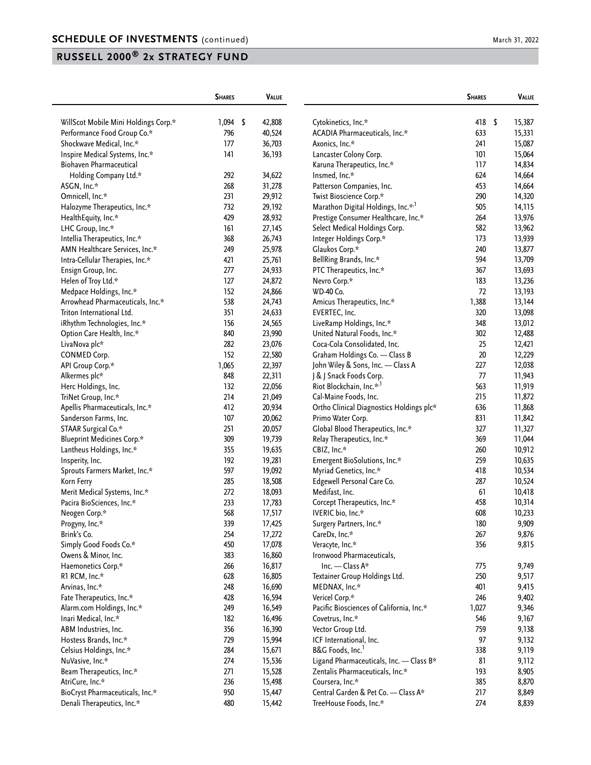## SCHEDULE OF INVESTMENTS (continued)

March 31, 2022

## RUSSELL 2000® 2x STRATEGY FUND

| | Shares | Value |
|---|---|---|
| WillScot Mobile Mini Holdings Corp.* | 1,094 | $ 42,808 |
| Performance Food Group Co.* | 796 | 40,524 |
| Shockwave Medical, Inc.* | 177 | 36,703 |
| Inspire Medical Systems, Inc.* | 141 | 36,193 |
| Biohaven Pharmaceutical Holding Company Ltd.* | 292 | 34,622 |
| ASGN, Inc.* | 268 | 31,278 |
| Omnicell, Inc.* | 231 | 29,912 |
| Halozyme Therapeutics, Inc.* | 732 | 29,192 |
| HealthEquity, Inc.* | 429 | 28,932 |
| LHC Group, Inc.* | 161 | 27,145 |
| Intellia Therapeutics, Inc.* | 368 | 26,743 |
| AMN Healthcare Services, Inc.* | 249 | 25,978 |
| Intra-Cellular Therapies, Inc.* | 421 | 25,761 |
| Ensign Group, Inc. | 277 | 24,933 |
| Helen of Troy Ltd.* | 127 | 24,872 |
| Medpace Holdings, Inc.* | 152 | 24,866 |
| Arrowhead Pharmaceuticals, Inc.* | 538 | 24,743 |
| Triton International Ltd. | 351 | 24,633 |
| iRhythm Technologies, Inc.* | 156 | 24,565 |
| Option Care Health, Inc.* | 840 | 23,990 |
| LivaNova plc* | 282 | 23,076 |
| CONMED Corp. | 152 | 22,580 |
| API Group Corp.* | 1,065 | 22,397 |
| Alkermes plc* | 848 | 22,311 |
| Herc Holdings, Inc. | 132 | 22,056 |
| TriNet Group, Inc.* | 214 | 21,049 |
| Apellis Pharmaceuticals, Inc.* | 412 | 20,934 |
| Sanderson Farms, Inc. | 107 | 20,062 |
| STAAR Surgical Co.* | 251 | 20,057 |
| Blueprint Medicines Corp.* | 309 | 19,739 |
| Lantheus Holdings, Inc.* | 355 | 19,635 |
| Insperity, Inc. | 192 | 19,281 |
| Sprouts Farmers Market, Inc.* | 597 | 19,092 |
| Korn Ferry | 285 | 18,508 |
| Merit Medical Systems, Inc.* | 272 | 18,093 |
| Pacira BioSciences, Inc.* | 233 | 17,783 |
| Neogen Corp.* | 568 | 17,517 |
| Progyny, Inc.* | 339 | 17,425 |
| Brink's Co. | 254 | 17,272 |
| Simply Good Foods Co.* | 450 | 17,078 |
| Owens & Minor, Inc. | 383 | 16,860 |
| Haemonetics Corp.* | 266 | 16,817 |
| R1 RCM, Inc.* | 628 | 16,805 |
| Arvinas, Inc.* | 248 | 16,690 |
| Fate Therapeutics, Inc.* | 428 | 16,594 |
| Alarm.com Holdings, Inc.* | 249 | 16,549 |
| Inari Medical, Inc.* | 182 | 16,496 |
| ABM Industries, Inc. | 356 | 16,390 |
| Hostess Brands, Inc.* | 729 | 15,994 |
| Celsius Holdings, Inc.* | 284 | 15,671 |
| NuVasive, Inc.* | 274 | 15,536 |
| Beam Therapeutics, Inc.* | 271 | 15,528 |
| AtriCure, Inc.* | 236 | 15,498 |
| BioCryst Pharmaceuticals, Inc.* | 950 | 15,447 |
| Denali Therapeutics, Inc.* | 480 | 15,442 |
| Cytokinetics, Inc.* | 418 | $ 15,387 |
| ACADIA Pharmaceuticals, Inc.* | 633 | 15,331 |
| Axonics, Inc.* | 241 | 15,087 |
| Lancaster Colony Corp. | 101 | 15,064 |
| Karuna Therapeutics, Inc.* | 117 | 14,834 |
| Insmed, Inc.* | 624 | 14,664 |
| Patterson Companies, Inc. | 453 | 14,664 |
| Twist Bioscience Corp.* | 290 | 14,320 |
| Marathon Digital Holdings, Inc.*,[1] | 505 | 14,115 |
| Prestige Consumer Healthcare, Inc.* | 264 | 13,976 |
| Select Medical Holdings Corp. | 582 | 13,962 |
| Integer Holdings Corp.* | 173 | 13,939 |
| Glaukos Corp.* | 240 | 13,877 |
| BellRing Brands, Inc.* | 594 | 13,709 |
| PTC Therapeutics, Inc.* | 367 | 13,693 |
| Nevro Corp.* | 183 | 13,236 |
| WD-40 Co. | 72 | 13,193 |
| Amicus Therapeutics, Inc.* | 1,388 | 13,144 |
| EVERTEC, Inc. | 320 | 13,098 |
| LiveRamp Holdings, Inc.* | 348 | 13,012 |
| United Natural Foods, Inc.* | 302 | 12,488 |
| Coca-Cola Consolidated, Inc. | 25 | 12,421 |
| Graham Holdings Co. — Class B | 20 | 12,229 |
| John Wiley & Sons, Inc. — Class A | 227 | 12,038 |
| J & J Snack Foods Corp. | 77 | 11,943 |
| Riot Blockchain, Inc.*,[1] | 563 | 11,919 |
| Cal-Maine Foods, Inc. | 215 | 11,872 |
| Ortho Clinical Diagnostics Holdings plc* | 636 | 11,868 |
| Primo Water Corp. | 831 | 11,842 |
| Global Blood Therapeutics, Inc.* | 327 | 11,327 |
| Relay Therapeutics, Inc.* | 369 | 11,044 |
| CBIZ, Inc.* | 260 | 10,912 |
| Emergent BioSolutions, Inc.* | 259 | 10,635 |
| Myriad Genetics, Inc.* | 418 | 10,534 |
| Edgewell Personal Care Co. | 287 | 10,524 |
| Medifast, Inc. | 61 | 10,418 |
| Corcept Therapeutics, Inc.* | 458 | 10,314 |
| IVERIC bio, Inc.* | 608 | 10,233 |
| Surgery Partners, Inc.* | 180 | 9,909 |
| CareDx, Inc.* | 267 | 9,876 |
| Veracyte, Inc.* | 356 | 9,815 |
| Ironwood Pharmaceuticals, Inc. — Class A* | 775 | 9,749 |
| Textainer Group Holdings Ltd. | 250 | 9,517 |
| MEDNAX, Inc.* | 401 | 9,415 |
| Vericel Corp.* | 246 | 9,402 |
| Pacific Biosciences of California, Inc.* | 1,027 | 9,346 |
| Covetrus, Inc.* | 546 | 9,167 |
| Vector Group Ltd. | 759 | 9,138 |
| ICF International, Inc. | 97 | 9,132 |
| B&G Foods, Inc.[1] | 338 | 9,119 |
| Ligand Pharmaceuticals, Inc. — Class B* | 81 | 9,112 |
| Zentalis Pharmaceuticals, Inc.* | 193 | 8,905 |
| Coursera, Inc.* | 385 | 8,870 |
| Central Garden & Pet Co. — Class A* | 217 | 8,849 |
| TreeHouse Foods, Inc.* | 274 | 8,839 |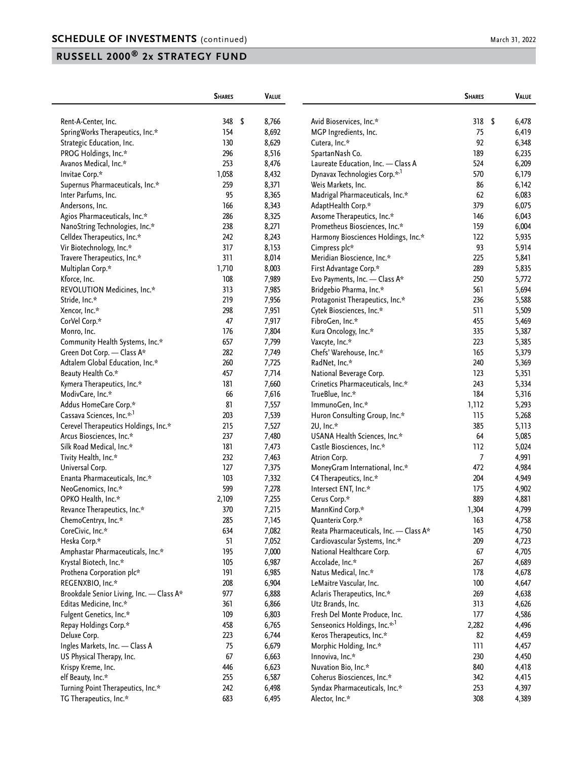## SCHEDULE OF INVESTMENTS (continued)

March 31, 2022

## RUSSELL 2000® 2x STRATEGY FUND

| | Shares | Value |
|---|---|---|
| Rent-A-Center, Inc. | 348 | $ 8,766 |
| SpringWorks Therapeutics, Inc.* | 154 | 8,692 |
| Strategic Education, Inc. | 130 | 8,629 |
| PROG Holdings, Inc.* | 296 | 8,516 |
| Avanos Medical, Inc.* | 253 | 8,476 |
| Invitae Corp.* | 1,058 | 8,432 |
| Supernus Pharmaceuticals, Inc.* | 259 | 8,371 |
| Inter Parfums, Inc. | 95 | 8,365 |
| Andersons, Inc. | 166 | 8,343 |
| Agios Pharmaceuticals, Inc.* | 286 | 8,325 |
| NanoString Technologies, Inc.* | 238 | 8,271 |
| Celldex Therapeutics, Inc.* | 242 | 8,243 |
| Vir Biotechnology, Inc.* | 317 | 8,153 |
| Travere Therapeutics, Inc.* | 311 | 8,014 |
| Multiplan Corp.* | 1,710 | 8,003 |
| Kforce, Inc. | 108 | 7,989 |
| REVOLUTION Medicines, Inc.* | 313 | 7,985 |
| Stride, Inc.* | 219 | 7,956 |
| Xencor, Inc.* | 298 | 7,951 |
| CorVel Corp.* | 47 | 7,917 |
| Monro, Inc. | 176 | 7,804 |
| Community Health Systems, Inc.* | 657 | 7,799 |
| Green Dot Corp. — Class A* | 282 | 7,749 |
| Adtalem Global Education, Inc.* | 260 | 7,725 |
| Beauty Health Co.* | 457 | 7,714 |
| Kymera Therapeutics, Inc.* | 181 | 7,660 |
| ModivCare, Inc.* | 66 | 7,616 |
| Addus HomeCare Corp.* | 81 | 7,557 |
| Cassava Sciences, Inc.*,[1] | 203 | 7,539 |
| Cerevel Therapeutics Holdings, Inc.* | 215 | 7,527 |
| Arcus Biosciences, Inc.* | 237 | 7,480 |
| Silk Road Medical, Inc.* | 181 | 7,473 |
| Tivity Health, Inc.* | 232 | 7,463 |
| Universal Corp. | 127 | 7,375 |
| Enanta Pharmaceuticals, Inc.* | 103 | 7,332 |
| NeoGenomics, Inc.* | 599 | 7,278 |
| OPKO Health, Inc.* | 2,109 | 7,255 |
| Revance Therapeutics, Inc.* | 370 | 7,215 |
| ChemoCentryx, Inc.* | 285 | 7,145 |
| CoreCivic, Inc.* | 634 | 7,082 |
| Heska Corp.* | 51 | 7,052 |
| Amphastar Pharmaceuticals, Inc.* | 195 | 7,000 |
| Krystal Biotech, Inc.* | 105 | 6,987 |
| Prothena Corporation plc* | 191 | 6,985 |
| REGENXBIO, Inc.* | 208 | 6,904 |
| Brookdale Senior Living, Inc. — Class A* | 977 | 6,888 |
| Editas Medicine, Inc.* | 361 | 6,866 |
| Fulgent Genetics, Inc.* | 109 | 6,803 |
| Repay Holdings Corp.* | 458 | 6,765 |
| Deluxe Corp. | 223 | 6,744 |
| Ingles Markets, Inc. — Class A | 75 | 6,679 |
| US Physical Therapy, Inc. | 67 | 6,663 |
| Krispy Kreme, Inc. | 446 | 6,623 |
| elf Beauty, Inc.* | 255 | 6,587 |
| Turning Point Therapeutics, Inc.* | 242 | 6,498 |
| TG Therapeutics, Inc.* | 683 | 6,495 |
| Avid Bioservices, Inc.* | 318 | $ 6,478 |
| MGP Ingredients, Inc. | 75 | 6,419 |
| Cutera, Inc.* | 92 | 6,348 |
| SpartanNash Co. | 189 | 6,235 |
| Laureate Education, Inc. — Class A | 524 | 6,209 |
| Dynavax Technologies Corp.*,[1] | 570 | 6,179 |
| Weis Markets, Inc. | 86 | 6,142 |
| Madrigal Pharmaceuticals, Inc.* | 62 | 6,083 |
| AdaptHealth Corp.* | 379 | 6,075 |
| Axsome Therapeutics, Inc.* | 146 | 6,043 |
| Prometheus Biosciences, Inc.* | 159 | 6,004 |
| Harmony Biosciences Holdings, Inc.* | 122 | 5,935 |
| Cimpress plc* | 93 | 5,914 |
| Meridian Bioscience, Inc.* | 225 | 5,841 |
| First Advantage Corp.* | 289 | 5,835 |
| Evo Payments, Inc. — Class A* | 250 | 5,772 |
| Bridgebio Pharma, Inc.* | 561 | 5,694 |
| Protagonist Therapeutics, Inc.* | 236 | 5,588 |
| Cytek Biosciences, Inc.* | 511 | 5,509 |
| FibroGen, Inc.* | 455 | 5,469 |
| Kura Oncology, Inc.* | 335 | 5,387 |
| Vaxcyte, Inc.* | 223 | 5,385 |
| Chefs' Warehouse, Inc.* | 165 | 5,379 |
| RadNet, Inc.* | 240 | 5,369 |
| National Beverage Corp. | 123 | 5,351 |
| Crinetics Pharmaceuticals, Inc.* | 243 | 5,334 |
| TrueBlue, Inc.* | 184 | 5,316 |
| ImmunoGen, Inc.* | 1,112 | 5,293 |
| Huron Consulting Group, Inc.* | 115 | 5,268 |
| 2U, Inc.* | 385 | 5,113 |
| USANA Health Sciences, Inc.* | 64 | 5,085 |
| Castle Biosciences, Inc.* | 112 | 5,024 |
| Atrion Corp. | 7 | 4,991 |
| MoneyGram International, Inc.* | 472 | 4,984 |
| C4 Therapeutics, Inc.* | 204 | 4,949 |
| Intersect ENT, Inc.* | 175 | 4,902 |
| Cerus Corp.* | 889 | 4,881 |
| MannKind Corp.* | 1,304 | 4,799 |
| Quanterix Corp.* | 163 | 4,758 |
| Reata Pharmaceuticals, Inc. — Class A* | 145 | 4,750 |
| Cardiovascular Systems, Inc.* | 209 | 4,723 |
| National Healthcare Corp. | 67 | 4,705 |
| Accolade, Inc.* | 267 | 4,689 |
| Natus Medical, Inc.* | 178 | 4,678 |
| LeMaitre Vascular, Inc. | 100 | 4,647 |
| Aclaris Therapeutics, Inc.* | 269 | 4,638 |
| Utz Brands, Inc. | 313 | 4,626 |
| Fresh Del Monte Produce, Inc. | 177 | 4,586 |
| Senseonics Holdings, Inc.*,[1] | 2,282 | 4,496 |
| Keros Therapeutics, Inc.* | 82 | 4,459 |
| Morphic Holding, Inc.* | 111 | 4,457 |
| Innoviva, Inc.* | 230 | 4,450 |
| Nuvation Bio, Inc.* | 840 | 4,418 |
| Coherus Biosciences, Inc.* | 342 | 4,415 |
| Syndax Pharmaceuticals, Inc.* | 253 | 4,397 |
| Alector, Inc.* | 308 | 4,389 |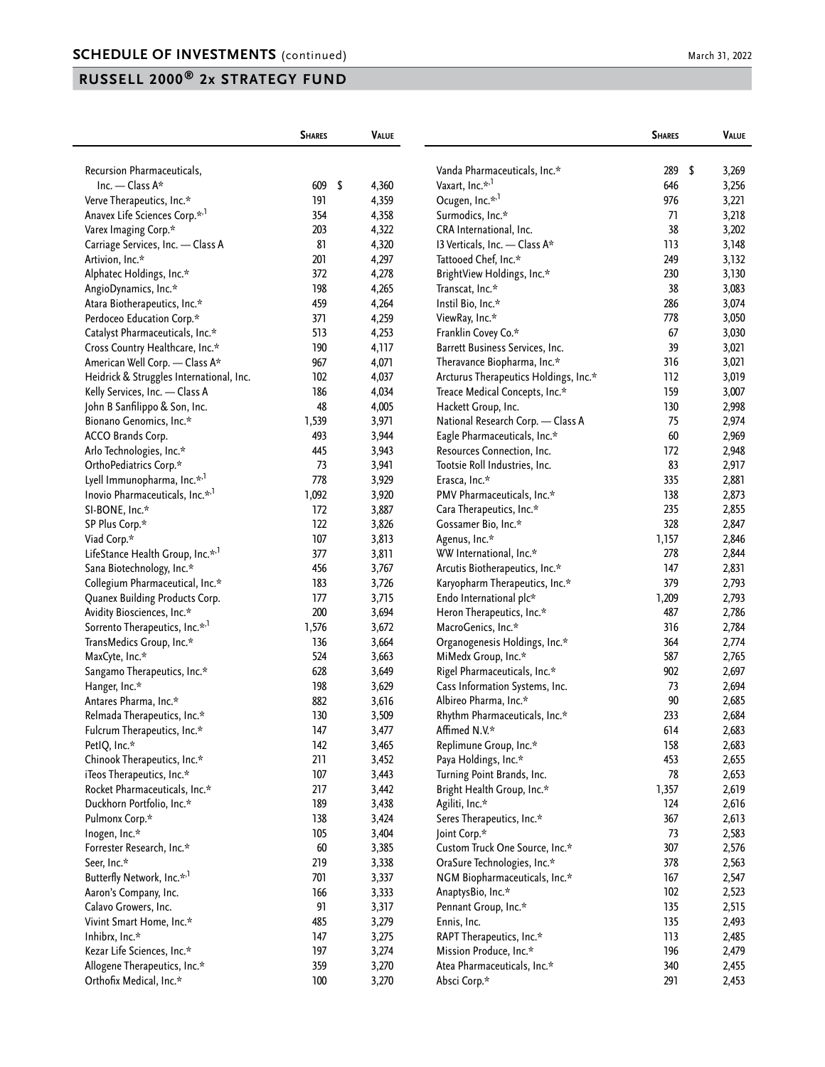## SCHEDULE OF INVESTMENTS (continued)

March 31, 2022

## RUSSELL 2000® 2x STRATEGY FUND

| | Shares | Value |
|---|---|---|
| Recursion Pharmaceuticals, Inc. — Class A* | 609 | $ 4,360 |
| Verve Therapeutics, Inc.* | 191 | 4,359 |
| Anavex Life Sciences Corp.*,[1] | 354 | 4,358 |
| Varex Imaging Corp.* | 203 | 4,322 |
| Carriage Services, Inc. — Class A | 81 | 4,320 |
| Artivion, Inc.* | 201 | 4,297 |
| Alphatec Holdings, Inc.* | 372 | 4,278 |
| AngioDynamics, Inc.* | 198 | 4,265 |
| Atara Biotherapeutics, Inc.* | 459 | 4,264 |
| Perdoceo Education Corp.* | 371 | 4,259 |
| Catalyst Pharmaceuticals, Inc.* | 513 | 4,253 |
| Cross Country Healthcare, Inc.* | 190 | 4,117 |
| American Well Corp. — Class A* | 967 | 4,071 |
| Heidrick & Struggles International, Inc. | 102 | 4,037 |
| Kelly Services, Inc. — Class A | 186 | 4,034 |
| John B Sanfilippo & Son, Inc. | 48 | 4,005 |
| Bionano Genomics, Inc.* | 1,539 | 3,971 |
| ACCO Brands Corp. | 493 | 3,944 |
| Arlo Technologies, Inc.* | 445 | 3,943 |
| OrthoPediatrics Corp.* | 73 | 3,941 |
| Lyell Immunopharma, Inc.*,[1] | 778 | 3,929 |
| Inovio Pharmaceuticals, Inc.*,[1] | 1,092 | 3,920 |
| SI-BONE, Inc.* | 172 | 3,887 |
| SP Plus Corp.* | 122 | 3,826 |
| Viad Corp.* | 107 | 3,813 |
| LifeStance Health Group, Inc.*,[1] | 377 | 3,811 |
| Sana Biotechnology, Inc.* | 456 | 3,767 |
| Collegium Pharmaceutical, Inc.* | 183 | 3,726 |
| Quanex Building Products Corp. | 177 | 3,715 |
| Avidity Biosciences, Inc.* | 200 | 3,694 |
| Sorrento Therapeutics, Inc.*,[1] | 1,576 | 3,672 |
| TransMedics Group, Inc.* | 136 | 3,664 |
| MaxCyte, Inc.* | 524 | 3,663 |
| Sangamo Therapeutics, Inc.* | 628 | 3,649 |
| Hanger, Inc.* | 198 | 3,629 |
| Antares Pharma, Inc.* | 882 | 3,616 |
| Relmada Therapeutics, Inc.* | 130 | 3,509 |
| Fulcrum Therapeutics, Inc.* | 147 | 3,477 |
| PetIQ, Inc.* | 142 | 3,465 |
| Chinook Therapeutics, Inc.* | 211 | 3,452 |
| iTeos Therapeutics, Inc.* | 107 | 3,443 |
| Rocket Pharmaceuticals, Inc.* | 217 | 3,442 |
| Duckhorn Portfolio, Inc.* | 189 | 3,438 |
| Pulmonx Corp.* | 138 | 3,424 |
| Inogen, Inc.* | 105 | 3,404 |
| Forrester Research, Inc.* | 60 | 3,385 |
| Seer, Inc.* | 219 | 3,338 |
| Butterfly Network, Inc.*,[1] | 701 | 3,337 |
| Aaron's Company, Inc. | 166 | 3,333 |
| Calavo Growers, Inc. | 91 | 3,317 |
| Vivint Smart Home, Inc.* | 485 | 3,279 |
| Inhibrx, Inc.* | 147 | 3,275 |
| Kezar Life Sciences, Inc.* | 197 | 3,274 |
| Allogene Therapeutics, Inc.* | 359 | 3,270 |
| Orthofix Medical, Inc.* | 100 | 3,270 |
| Vanda Pharmaceuticals, Inc.* | 289 | $ 3,269 |
| Vaxart, Inc.*,[1] | 646 | 3,256 |
| Ocugen, Inc.*,[1] | 976 | 3,221 |
| Surmodics, Inc.* | 71 | 3,218 |
| CRA International, Inc. | 38 | 3,202 |
| I3 Verticals, Inc. — Class A* | 113 | 3,148 |
| Tattooed Chef, Inc.* | 249 | 3,132 |
| BrightView Holdings, Inc.* | 230 | 3,130 |
| Transcat, Inc.* | 38 | 3,083 |
| Instil Bio, Inc.* | 286 | 3,074 |
| ViewRay, Inc.* | 778 | 3,050 |
| Franklin Covey Co.* | 67 | 3,030 |
| Barrett Business Services, Inc. | 39 | 3,021 |
| Theravance Biopharma, Inc.* | 316 | 3,021 |
| Arcturus Therapeutics Holdings, Inc.* | 112 | 3,019 |
| Treace Medical Concepts, Inc.* | 159 | 3,007 |
| Hackett Group, Inc. | 130 | 2,998 |
| National Research Corp. — Class A | 75 | 2,974 |
| Eagle Pharmaceuticals, Inc.* | 60 | 2,969 |
| Resources Connection, Inc. | 172 | 2,948 |
| Tootsie Roll Industries, Inc. | 83 | 2,917 |
| Erasca, Inc.* | 335 | 2,881 |
| PMV Pharmaceuticals, Inc.* | 138 | 2,873 |
| Cara Therapeutics, Inc.* | 235 | 2,855 |
| Gossamer Bio, Inc.* | 328 | 2,847 |
| Agenus, Inc.* | 1,157 | 2,846 |
| WW International, Inc.* | 278 | 2,844 |
| Arcutis Biotherapeutics, Inc.* | 147 | 2,831 |
| Karyopharm Therapeutics, Inc.* | 379 | 2,793 |
| Endo International plc* | 1,209 | 2,793 |
| Heron Therapeutics, Inc.* | 487 | 2,786 |
| MacroGenics, Inc.* | 316 | 2,784 |
| Organogenesis Holdings, Inc.* | 364 | 2,774 |
| MiMedx Group, Inc.* | 587 | 2,765 |
| Rigel Pharmaceuticals, Inc.* | 902 | 2,697 |
| Cass Information Systems, Inc. | 73 | 2,694 |
| Albireo Pharma, Inc.* | 90 | 2,685 |
| Rhythm Pharmaceuticals, Inc.* | 233 | 2,684 |
| Affimed N.V.* | 614 | 2,683 |
| Replimune Group, Inc.* | 158 | 2,683 |
| Paya Holdings, Inc.* | 453 | 2,655 |
| Turning Point Brands, Inc. | 78 | 2,653 |
| Bright Health Group, Inc.* | 1,357 | 2,619 |
| Agiliti, Inc.* | 124 | 2,616 |
| Seres Therapeutics, Inc.* | 367 | 2,613 |
| Joint Corp.* | 73 | 2,583 |
| Custom Truck One Source, Inc.* | 307 | 2,576 |
| OraSure Technologies, Inc.* | 378 | 2,563 |
| NGM Biopharmaceuticals, Inc.* | 167 | 2,547 |
| AnaptysBio, Inc.* | 102 | 2,523 |
| Pennant Group, Inc.* | 135 | 2,515 |
| Ennis, Inc. | 135 | 2,493 |
| RAPT Therapeutics, Inc.* | 113 | 2,485 |
| Mission Produce, Inc.* | 196 | 2,479 |
| Atea Pharmaceuticals, Inc.* | 340 | 2,455 |
| Absci Corp.* | 291 | 2,453 |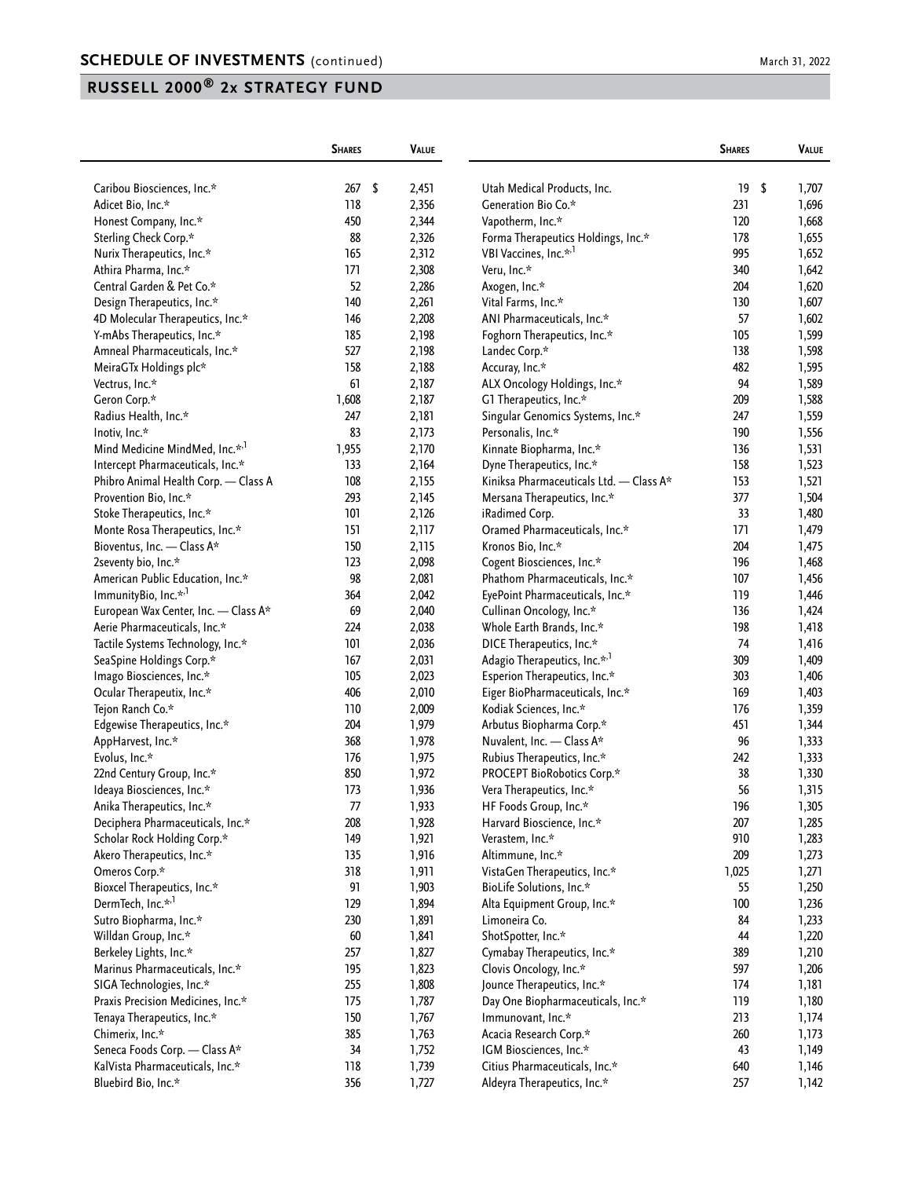## SCHEDULE OF INVESTMENTS (continued)

March 31, 2022

## RUSSELL 2000® 2x STRATEGY FUND

| | Shares | Value |
|---|---|---|
| Caribou Biosciences, Inc.* | 267 | $ 2,451 |
| Adicet Bio, Inc.* | 118 | 2,356 |
| Honest Company, Inc.* | 450 | 2,344 |
| Sterling Check Corp.* | 88 | 2,326 |
| Nurix Therapeutics, Inc.* | 165 | 2,312 |
| Athira Pharma, Inc.* | 171 | 2,308 |
| Central Garden & Pet Co.* | 52 | 2,286 |
| Design Therapeutics, Inc.* | 140 | 2,261 |
| 4D Molecular Therapeutics, Inc.* | 146 | 2,208 |
| Y-mAbs Therapeutics, Inc.* | 185 | 2,198 |
| Amneal Pharmaceuticals, Inc.* | 527 | 2,198 |
| MeiraGTx Holdings plc* | 158 | 2,188 |
| Vectrus, Inc.* | 61 | 2,187 |
| Geron Corp.* | 1,608 | 2,187 |
| Radius Health, Inc.* | 247 | 2,181 |
| Inotiv, Inc.* | 83 | 2,173 |
| Mind Medicine MindMed, Inc.*,[1] | 1,955 | 2,170 |
| Intercept Pharmaceuticals, Inc.* | 133 | 2,164 |
| Phibro Animal Health Corp. — Class A | 108 | 2,155 |
| Provention Bio, Inc.* | 293 | 2,145 |
| Stoke Therapeutics, Inc.* | 101 | 2,126 |
| Monte Rosa Therapeutics, Inc.* | 151 | 2,117 |
| Bioventus, Inc. — Class A* | 150 | 2,115 |
| 2seventy bio, Inc.* | 123 | 2,098 |
| American Public Education, Inc.* | 98 | 2,081 |
| ImmunityBio, Inc.*,[1] | 364 | 2,042 |
| European Wax Center, Inc. — Class A* | 69 | 2,040 |
| Aerie Pharmaceuticals, Inc.* | 224 | 2,038 |
| Tactile Systems Technology, Inc.* | 101 | 2,036 |
| SeaSpine Holdings Corp.* | 167 | 2,031 |
| Imago Biosciences, Inc.* | 105 | 2,023 |
| Ocular Therapeutix, Inc.* | 406 | 2,010 |
| Tejon Ranch Co.* | 110 | 2,009 |
| Edgewise Therapeutics, Inc.* | 204 | 1,979 |
| AppHarvest, Inc.* | 368 | 1,978 |
| Evolus, Inc.* | 176 | 1,975 |
| 22nd Century Group, Inc.* | 850 | 1,972 |
| Ideaya Biosciences, Inc.* | 173 | 1,936 |
| Anika Therapeutics, Inc.* | 77 | 1,933 |
| Deciphera Pharmaceuticals, Inc.* | 208 | 1,928 |
| Scholar Rock Holding Corp.* | 149 | 1,921 |
| Akero Therapeutics, Inc.* | 135 | 1,916 |
| Omeros Corp.* | 318 | 1,911 |
| Bioxcel Therapeutics, Inc.* | 91 | 1,903 |
| DermTech, Inc.*,[1] | 129 | 1,894 |
| Sutro Biopharma, Inc.* | 230 | 1,891 |
| Willdan Group, Inc.* | 60 | 1,841 |
| Berkeley Lights, Inc.* | 257 | 1,827 |
| Marinus Pharmaceuticals, Inc.* | 195 | 1,823 |
| SIGA Technologies, Inc.* | 255 | 1,808 |
| Praxis Precision Medicines, Inc.* | 175 | 1,787 |
| Tenaya Therapeutics, Inc.* | 150 | 1,767 |
| Chimerix, Inc.* | 385 | 1,763 |
| Seneca Foods Corp. — Class A* | 34 | 1,752 |
| KalVista Pharmaceuticals, Inc.* | 118 | 1,739 |
| Bluebird Bio, Inc.* | 356 | 1,727 |
| Utah Medical Products, Inc. | 19 | $ 1,707 |
| Generation Bio Co.* | 231 | 1,696 |
| Vapotherm, Inc.* | 120 | 1,668 |
| Forma Therapeutics Holdings, Inc.* | 178 | 1,655 |
| VBI Vaccines, Inc.*,[1] | 995 | 1,652 |
| Veru, Inc.* | 340 | 1,642 |
| Axogen, Inc.* | 204 | 1,620 |
| Vital Farms, Inc.* | 130 | 1,607 |
| ANI Pharmaceuticals, Inc.* | 57 | 1,602 |
| Foghorn Therapeutics, Inc.* | 105 | 1,599 |
| Landec Corp.* | 138 | 1,598 |
| Accuray, Inc.* | 482 | 1,595 |
| ALX Oncology Holdings, Inc.* | 94 | 1,589 |
| G1 Therapeutics, Inc.* | 209 | 1,588 |
| Singular Genomics Systems, Inc.* | 247 | 1,559 |
| Personalis, Inc.* | 190 | 1,556 |
| Kinnate Biopharma, Inc.* | 136 | 1,531 |
| Dyne Therapeutics, Inc.* | 158 | 1,523 |
| Kiniksa Pharmaceuticals Ltd. — Class A* | 153 | 1,521 |
| Mersana Therapeutics, Inc.* | 377 | 1,504 |
| iRadimed Corp. | 33 | 1,480 |
| Oramed Pharmaceuticals, Inc.* | 171 | 1,479 |
| Kronos Bio, Inc.* | 204 | 1,475 |
| Cogent Biosciences, Inc.* | 196 | 1,468 |
| Phathom Pharmaceuticals, Inc.* | 107 | 1,456 |
| EyePoint Pharmaceuticals, Inc.* | 119 | 1,446 |
| Cullinan Oncology, Inc.* | 136 | 1,424 |
| Whole Earth Brands, Inc.* | 198 | 1,418 |
| DICE Therapeutics, Inc.* | 74 | 1,416 |
| Adagio Therapeutics, Inc.*,[1] | 309 | 1,409 |
| Esperion Therapeutics, Inc.* | 303 | 1,406 |
| Eiger BioPharmaceuticals, Inc.* | 169 | 1,403 |
| Kodiak Sciences, Inc.* | 176 | 1,359 |
| Arbutus Biopharma Corp.* | 451 | 1,344 |
| Nuvalent, Inc. — Class A* | 96 | 1,333 |
| Rubius Therapeutics, Inc.* | 242 | 1,333 |
| PROCEPT BioRobotics Corp.* | 38 | 1,330 |
| Vera Therapeutics, Inc.* | 56 | 1,315 |
| HF Foods Group, Inc.* | 196 | 1,305 |
| Harvard Bioscience, Inc.* | 207 | 1,285 |
| Verastem, Inc.* | 910 | 1,283 |
| Altimmune, Inc.* | 209 | 1,273 |
| VistaGen Therapeutics, Inc.* | 1,025 | 1,271 |
| BioLife Solutions, Inc.* | 55 | 1,250 |
| Alta Equipment Group, Inc.* | 100 | 1,236 |
| Limoneira Co. | 84 | 1,233 |
| ShotSpotter, Inc.* | 44 | 1,220 |
| Cymabay Therapeutics, Inc.* | 389 | 1,210 |
| Clovis Oncology, Inc.* | 597 | 1,206 |
| Jounce Therapeutics, Inc.* | 174 | 1,181 |
| Day One Biopharmaceuticals, Inc.* | 119 | 1,180 |
| Immunovant, Inc.* | 213 | 1,174 |
| Acacia Research Corp.* | 260 | 1,173 |
| IGM Biosciences, Inc.* | 43 | 1,149 |
| Citius Pharmaceuticals, Inc.* | 640 | 1,146 |
| Aldeyra Therapeutics, Inc.* | 257 | 1,142 |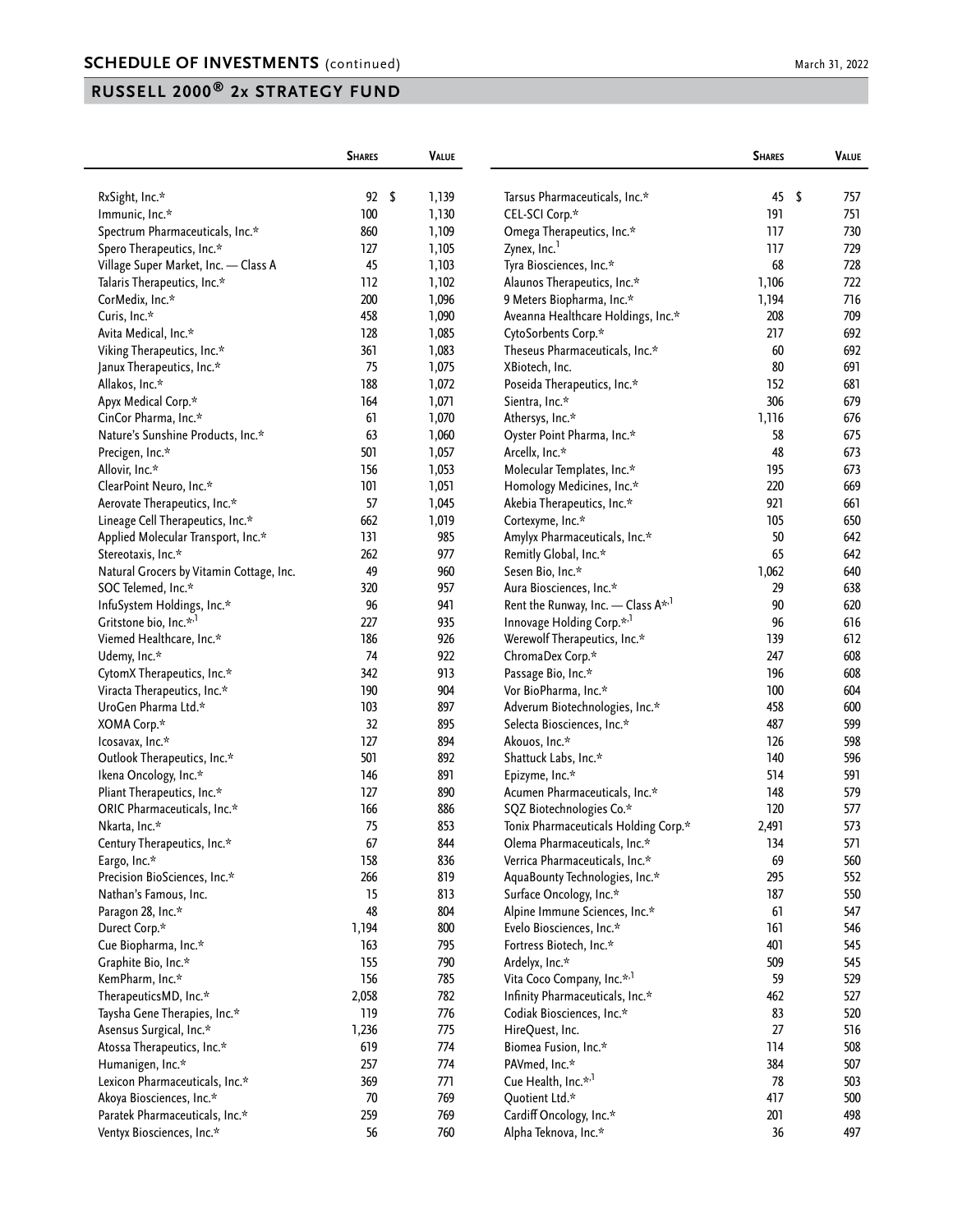## SCHEDULE OF INVESTMENTS (continued)

## RUSSELL 2000® 2x STRATEGY FUND

| | Shares | Value |
|---|---|---|
| RxSight, Inc.* | 92 | $ 1,139 |
| Immunic, Inc.* | 100 | 1,130 |
| Spectrum Pharmaceuticals, Inc.* | 860 | 1,109 |
| Spero Therapeutics, Inc.* | 127 | 1,105 |
| Village Super Market, Inc. — Class A | 45 | 1,103 |
| Talaris Therapeutics, Inc.* | 112 | 1,102 |
| CorMedix, Inc.* | 200 | 1,096 |
| Curis, Inc.* | 458 | 1,090 |
| Avita Medical, Inc.* | 128 | 1,085 |
| Viking Therapeutics, Inc.* | 361 | 1,083 |
| Janux Therapeutics, Inc.* | 75 | 1,075 |
| Allakos, Inc.* | 188 | 1,072 |
| Apyx Medical Corp.* | 164 | 1,071 |
| CinCor Pharma, Inc.* | 61 | 1,070 |
| Nature's Sunshine Products, Inc.* | 63 | 1,060 |
| Precigen, Inc.* | 501 | 1,057 |
| Allovir, Inc.* | 156 | 1,053 |
| ClearPoint Neuro, Inc.* | 101 | 1,051 |
| Aerovate Therapeutics, Inc.* | 57 | 1,045 |
| Lineage Cell Therapeutics, Inc.* | 662 | 1,019 |
| Applied Molecular Transport, Inc.* | 131 | 985 |
| Stereotaxis, Inc.* | 262 | 977 |
| Natural Grocers by Vitamin Cottage, Inc. | 49 | 960 |
| SOC Telemed, Inc.* | 320 | 957 |
| InfuSystem Holdings, Inc.* | 96 | 941 |
| Gritstone bio, Inc.*,[1] | 227 | 935 |
| Viemed Healthcare, Inc.* | 186 | 926 |
| Udemy, Inc.* | 74 | 922 |
| CytomX Therapeutics, Inc.* | 342 | 913 |
| Viracta Therapeutics, Inc.* | 190 | 904 |
| UroGen Pharma Ltd.* | 103 | 897 |
| XOMA Corp.* | 32 | 895 |
| Icosavax, Inc.* | 127 | 894 |
| Outlook Therapeutics, Inc.* | 501 | 892 |
| Ikena Oncology, Inc.* | 146 | 891 |
| Pliant Therapeutics, Inc.* | 127 | 890 |
| ORIC Pharmaceuticals, Inc.* | 166 | 886 |
| Nkarta, Inc.* | 75 | 853 |
| Century Therapeutics, Inc.* | 67 | 844 |
| Eargo, Inc.* | 158 | 836 |
| Precision BioSciences, Inc.* | 266 | 819 |
| Nathan's Famous, Inc. | 15 | 813 |
| Paragon 28, Inc.* | 48 | 804 |
| Durect Corp.* | 1,194 | 800 |
| Cue Biopharma, Inc.* | 163 | 795 |
| Graphite Bio, Inc.* | 155 | 790 |
| KemPharm, Inc.* | 156 | 785 |
| TherapeuticsMD, Inc.* | 2,058 | 782 |
| Taysha Gene Therapies, Inc.* | 119 | 776 |
| Asensus Surgical, Inc.* | 1,236 | 775 |
| Atossa Therapeutics, Inc.* | 619 | 774 |
| Humanigen, Inc.* | 257 | 774 |
| Lexicon Pharmaceuticals, Inc.* | 369 | 771 |
| Akoya Biosciences, Inc.* | 70 | 769 |
| Paratek Pharmaceuticals, Inc.* | 259 | 769 |
| Ventyx Biosciences, Inc.* | 56 | 760 |
| Tarsus Pharmaceuticals, Inc.* | 45 | $ 757 |
| CEL-SCI Corp.* | 191 | 751 |
| Omega Therapeutics, Inc.* | 117 | 730 |
| Zynex, Inc.[1] | 117 | 729 |
| Tyra Biosciences, Inc.* | 68 | 728 |
| Alaunos Therapeutics, Inc.* | 1,106 | 722 |
| 9 Meters Biopharma, Inc.* | 1,194 | 716 |
| Aveanna Healthcare Holdings, Inc.* | 208 | 709 |
| CytoSorbents Corp.* | 217 | 692 |
| Theseus Pharmaceuticals, Inc.* | 60 | 692 |
| XBiotech, Inc. | 80 | 691 |
| Poseida Therapeutics, Inc.* | 152 | 681 |
| Sientra, Inc.* | 306 | 679 |
| Athersys, Inc.* | 1,116 | 676 |
| Oyster Point Pharma, Inc.* | 58 | 675 |
| Arcellx, Inc.* | 48 | 673 |
| Molecular Templates, Inc.* | 195 | 673 |
| Homology Medicines, Inc.* | 220 | 669 |
| Akebia Therapeutics, Inc.* | 921 | 661 |
| Cortexyme, Inc.* | 105 | 650 |
| Amylyx Pharmaceuticals, Inc.* | 50 | 642 |
| Remitly Global, Inc.* | 65 | 642 |
| Sesen Bio, Inc.* | 1,062 | 640 |
| Aura Biosciences, Inc.* | 29 | 638 |
| Rent the Runway, Inc. — Class A*,[1] | 90 | 620 |
| Innovage Holding Corp.*,[1] | 96 | 616 |
| Werewolf Therapeutics, Inc.* | 139 | 612 |
| ChromaDex Corp.* | 247 | 608 |
| Passage Bio, Inc.* | 196 | 608 |
| Vor BioPharma, Inc.* | 100 | 604 |
| Adverum Biotechnologies, Inc.* | 458 | 600 |
| Selecta Biosciences, Inc.* | 487 | 599 |
| Akouos, Inc.* | 126 | 598 |
| Shattuck Labs, Inc.* | 140 | 596 |
| Epizyme, Inc.* | 514 | 591 |
| Acumen Pharmaceuticals, Inc.* | 148 | 579 |
| SQZ Biotechnologies Co.* | 120 | 577 |
| Tonix Pharmaceuticals Holding Corp.* | 2,491 | 573 |
| Olema Pharmaceuticals, Inc.* | 134 | 571 |
| Verrica Pharmaceuticals, Inc.* | 69 | 560 |
| AquaBounty Technologies, Inc.* | 295 | 552 |
| Surface Oncology, Inc.* | 187 | 550 |
| Alpine Immune Sciences, Inc.* | 61 | 547 |
| Evelo Biosciences, Inc.* | 161 | 546 |
| Fortress Biotech, Inc.* | 401 | 545 |
| Ardelyx, Inc.* | 509 | 545 |
| Vita Coco Company, Inc.*,[1] | 59 | 529 |
| Infinity Pharmaceuticals, Inc.* | 462 | 527 |
| Codiak Biosciences, Inc.* | 83 | 520 |
| HireQuest, Inc. | 27 | 516 |
| Biomea Fusion, Inc.* | 114 | 508 |
| PAVmed, Inc.* | 384 | 507 |
| Cue Health, Inc.*,[1] | 78 | 503 |
| Quotient Ltd.* | 417 | 500 |
| Cardiff Oncology, Inc.* | 201 | 498 |
| Alpha Teknova, Inc.* | 36 | 497 |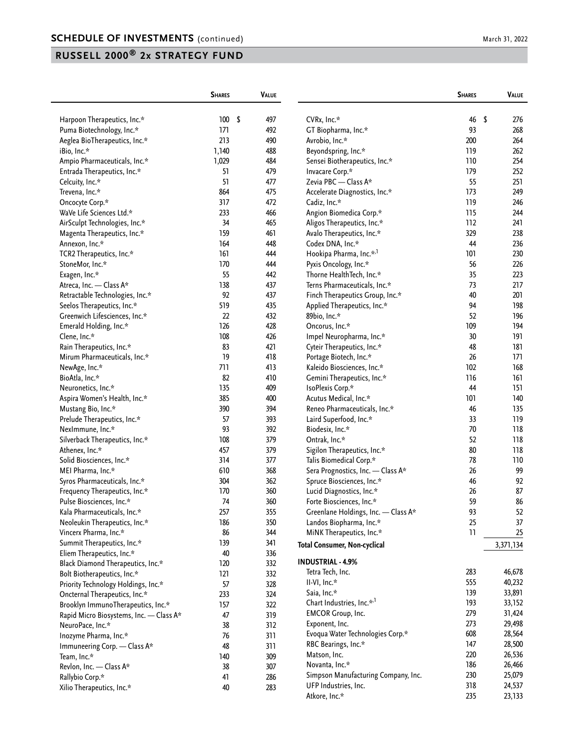## SCHEDULE OF INVESTMENTS (continued)

March 31, 2022

## RUSSELL 2000® 2x STRATEGY FUND

| | Shares | Value |
|---|---|---|
| Harpoon Therapeutics, Inc.* | 100 | $ 497 |
| Puma Biotechnology, Inc.* | 171 | 492 |
| Aeglea BioTherapeutics, Inc.* | 213 | 490 |
| iBio, Inc.* | 1,140 | 488 |
| Ampio Pharmaceuticals, Inc.* | 1,029 | 484 |
| Entrada Therapeutics, Inc.* | 51 | 479 |
| Celcuity, Inc.* | 51 | 477 |
| Trevena, Inc.* | 864 | 475 |
| Oncocyte Corp.* | 317 | 472 |
| WaVe Life Sciences Ltd.* | 233 | 466 |
| AirSculpt Technologies, Inc.* | 34 | 465 |
| Magenta Therapeutics, Inc.* | 159 | 461 |
| Annexon, Inc.* | 164 | 448 |
| TCR2 Therapeutics, Inc.* | 161 | 444 |
| StoneMor, Inc.* | 170 | 444 |
| Exagen, Inc.* | 55 | 442 |
| Atreca, Inc. — Class A* | 138 | 437 |
| Retractable Technologies, Inc.* | 92 | 437 |
| Seelos Therapeutics, Inc.* | 519 | 435 |
| Greenwich Lifesciences, Inc.* | 22 | 432 |
| Emerald Holding, Inc.* | 126 | 428 |
| Clene, Inc.* | 108 | 426 |
| Rain Therapeutics, Inc.* | 83 | 421 |
| Mirum Pharmaceuticals, Inc.* | 19 | 418 |
| NewAge, Inc.* | 711 | 413 |
| BioAtla, Inc.* | 82 | 410 |
| Neuronetics, Inc.* | 135 | 409 |
| Aspira Women's Health, Inc.* | 385 | 400 |
| Mustang Bio, Inc.* | 390 | 394 |
| Prelude Therapeutics, Inc.* | 57 | 393 |
| NexImmune, Inc.* | 93 | 392 |
| Silverback Therapeutics, Inc.* | 108 | 379 |
| Athenex, Inc.* | 457 | 379 |
| Solid Biosciences, Inc.* | 314 | 377 |
| MEI Pharma, Inc.* | 610 | 368 |
| Syros Pharmaceuticals, Inc.* | 304 | 362 |
| Frequency Therapeutics, Inc.* | 170 | 360 |
| Pulse Biosciences, Inc.* | 74 | 360 |
| Kala Pharmaceuticals, Inc.* | 257 | 355 |
| Neoleukin Therapeutics, Inc.* | 186 | 350 |
| Vincerx Pharma, Inc.* | 86 | 344 |
| Summit Therapeutics, Inc.* | 139 | 341 |
| Eliem Therapeutics, Inc.* | 40 | 336 |
| Black Diamond Therapeutics, Inc.* | 120 | 332 |
| Bolt Biotherapeutics, Inc.* | 121 | 332 |
| Priority Technology Holdings, Inc.* | 57 | 328 |
| Oncternal Therapeutics, Inc.* | 233 | 324 |
| Brooklyn ImmunoTherapeutics, Inc.* | 157 | 322 |
| Rapid Micro Biosystems, Inc. — Class A* | 47 | 319 |
| NeuroPace, Inc.* | 38 | 312 |
| Inozyme Pharma, Inc.* | 76 | 311 |
| Immuneering Corp. — Class A* | 48 | 311 |
| Team, Inc.* | 140 | 309 |
| Revlon, Inc. — Class A* | 38 | 307 |
| Rallybio Corp.* | 41 | 286 |
| Xilio Therapeutics, Inc.* | 40 | 283 |
| CVRx, Inc.* | 46 | $ 276 |
| GT Biopharma, Inc.* | 93 | 268 |
| Avrobio, Inc.* | 200 | 264 |
| Beyondspring, Inc.* | 119 | 262 |
| Sensei Biotherapeutics, Inc.* | 110 | 254 |
| Invacare Corp.* | 179 | 252 |
| Zevia PBC — Class A* | 55 | 251 |
| Accelerate Diagnostics, Inc.* | 173 | 249 |
| Cadiz, Inc.* | 119 | 246 |
| Angion Biomedica Corp.* | 115 | 244 |
| Aligos Therapeutics, Inc.* | 112 | 241 |
| Avalo Therapeutics, Inc.* | 329 | 238 |
| Codex DNA, Inc.* | 44 | 236 |
| Hookipa Pharma, Inc.*,[1] | 101 | 230 |
| Pyxis Oncology, Inc.* | 56 | 226 |
| Thorne HealthTech, Inc.* | 35 | 223 |
| Terns Pharmaceuticals, Inc.* | 73 | 217 |
| Finch Therapeutics Group, Inc.* | 40 | 201 |
| Applied Therapeutics, Inc.* | 94 | 198 |
| 89bio, Inc.* | 52 | 196 |
| Oncorus, Inc.* | 109 | 194 |
| Impel Neuropharma, Inc.* | 30 | 191 |
| Cyteir Therapeutics, Inc.* | 48 | 181 |
| Portage Biotech, Inc.* | 26 | 171 |
| Kaleido Biosciences, Inc.* | 102 | 168 |
| Gemini Therapeutics, Inc.* | 116 | 161 |
| IsoPlexis Corp.* | 44 | 151 |
| Acutus Medical, Inc.* | 101 | 140 |
| Reneo Pharmaceuticals, Inc.* | 46 | 135 |
| Laird Superfood, Inc.* | 33 | 119 |
| Biodesix, Inc.* | 70 | 118 |
| Ontrak, Inc.* | 52 | 118 |
| Sigilon Therapeutics, Inc.* | 80 | 118 |
| Talis Biomedical Corp.* | 78 | 110 |
| Sera Prognostics, Inc. — Class A* | 26 | 99 |
| Spruce Biosciences, Inc.* | 46 | 92 |
| Lucid Diagnostics, Inc.* | 26 | 87 |
| Forte Biosciences, Inc.* | 59 | 86 |
| Greenlane Holdings, Inc. — Class A* | 93 | 52 |
| Landos Biopharma, Inc.* | 25 | 37 |
| MiNK Therapeutics, Inc.* | 11 | 25 |
| **Total Consumer, Non-cyclical** | | 3,371,134 |
| **INDUSTRIAL - 4.9%** | | |
| Tetra Tech, Inc. | 283 | 46,678 |
| II-VI, Inc.* | 555 | 40,232 |
| Saia, Inc.* | 139 | 33,891 |
| Chart Industries, Inc.*,[1] | 193 | 33,152 |
| EMCOR Group, Inc. | 279 | 31,424 |
| Exponent, Inc. | 273 | 29,498 |
| Evoqua Water Technologies Corp.* | 608 | 28,564 |
| RBC Bearings, Inc.* | 147 | 28,500 |
| Matson, Inc. | 220 | 26,536 |
| Novanta, Inc.* | 186 | 26,466 |
| Simpson Manufacturing Company, Inc. | 230 | 25,079 |
| UFP Industries, Inc. | 318 | 24,537 |
| Atkore, Inc.* | 235 | 23,133 |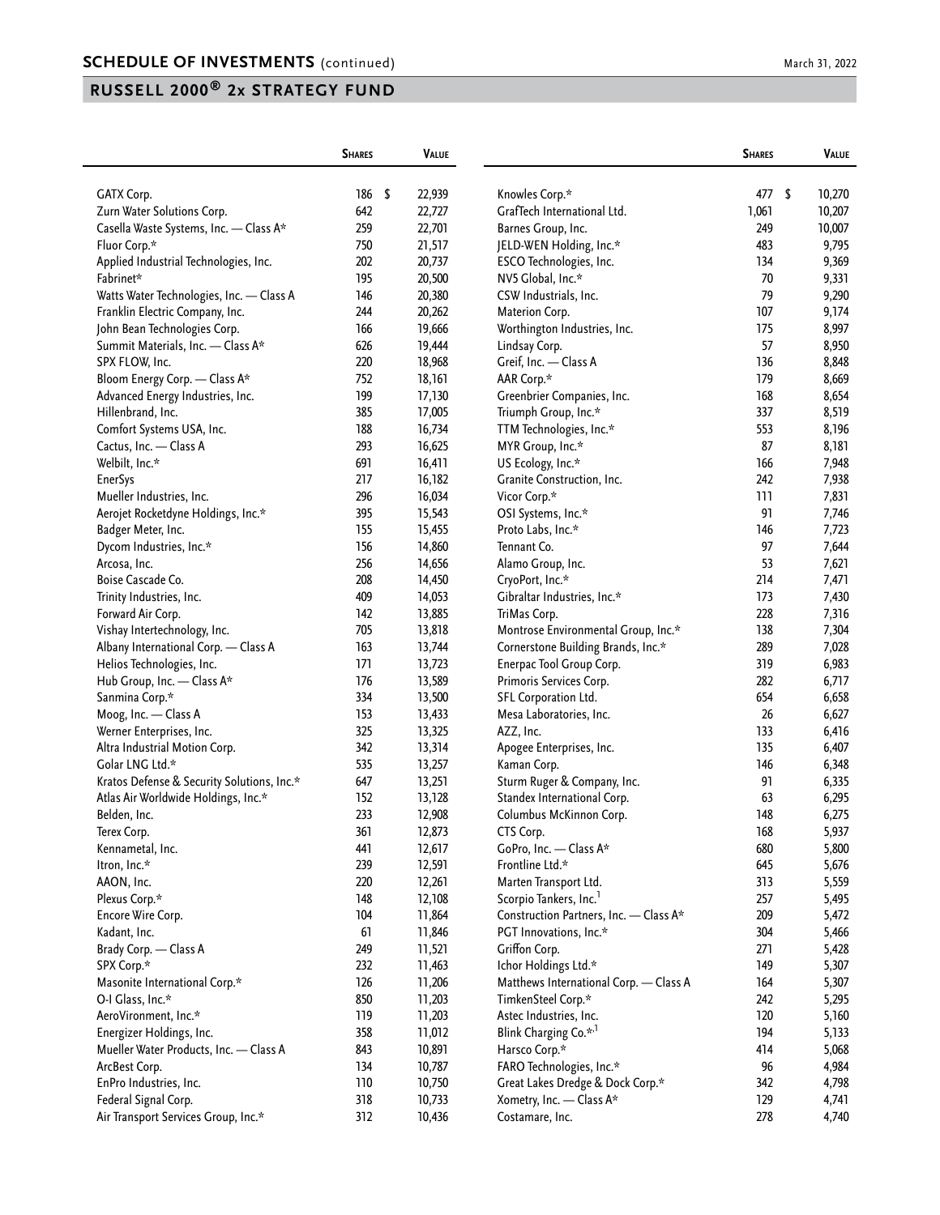## SCHEDULE OF INVESTMENTS (continued)

March 31, 2022

## RUSSELL 2000® 2x STRATEGY FUND

| | Shares | Value |
|---|---|---|
| GATX Corp. | 186 | $ 22,939 |
| Zurn Water Solutions Corp. | 642 | 22,727 |
| Casella Waste Systems, Inc. — Class A* | 259 | 22,701 |
| Fluor Corp.* | 750 | 21,517 |
| Applied Industrial Technologies, Inc. | 202 | 20,737 |
| Fabrinet* | 195 | 20,500 |
| Watts Water Technologies, Inc. — Class A | 146 | 20,380 |
| Franklin Electric Company, Inc. | 244 | 20,262 |
| John Bean Technologies Corp. | 166 | 19,666 |
| Summit Materials, Inc. — Class A* | 626 | 19,444 |
| SPX FLOW, Inc. | 220 | 18,968 |
| Bloom Energy Corp. — Class A* | 752 | 18,161 |
| Advanced Energy Industries, Inc. | 199 | 17,130 |
| Hillenbrand, Inc. | 385 | 17,005 |
| Comfort Systems USA, Inc. | 188 | 16,734 |
| Cactus, Inc. — Class A | 293 | 16,625 |
| Welbilt, Inc.* | 691 | 16,411 |
| EnerSys | 217 | 16,182 |
| Mueller Industries, Inc. | 296 | 16,034 |
| Aerojet Rocketdyne Holdings, Inc.* | 395 | 15,543 |
| Badger Meter, Inc. | 155 | 15,455 |
| Dycom Industries, Inc.* | 156 | 14,860 |
| Arcosa, Inc. | 256 | 14,656 |
| Boise Cascade Co. | 208 | 14,450 |
| Trinity Industries, Inc. | 409 | 14,053 |
| Forward Air Corp. | 142 | 13,885 |
| Vishay Intertechnology, Inc. | 705 | 13,818 |
| Albany International Corp. — Class A | 163 | 13,744 |
| Helios Technologies, Inc. | 171 | 13,723 |
| Hub Group, Inc. — Class A* | 176 | 13,589 |
| Sanmina Corp.* | 334 | 13,500 |
| Moog, Inc. — Class A | 153 | 13,433 |
| Werner Enterprises, Inc. | 325 | 13,325 |
| Altra Industrial Motion Corp. | 342 | 13,314 |
| Golar LNG Ltd.* | 535 | 13,257 |
| Kratos Defense & Security Solutions, Inc.* | 647 | 13,251 |
| Atlas Air Worldwide Holdings, Inc.* | 152 | 13,128 |
| Belden, Inc. | 233 | 12,908 |
| Terex Corp. | 361 | 12,873 |
| Kennametal, Inc. | 441 | 12,617 |
| Itron, Inc.* | 239 | 12,591 |
| AAON, Inc. | 220 | 12,261 |
| Plexus Corp.* | 148 | 12,108 |
| Encore Wire Corp. | 104 | 11,864 |
| Kadant, Inc. | 61 | 11,846 |
| Brady Corp. — Class A | 249 | 11,521 |
| SPX Corp.* | 232 | 11,463 |
| Masonite International Corp.* | 126 | 11,206 |
| O-I Glass, Inc.* | 850 | 11,203 |
| AeroVironment, Inc.* | 119 | 11,203 |
| Energizer Holdings, Inc. | 358 | 11,012 |
| Mueller Water Products, Inc. — Class A | 843 | 10,891 |
| ArcBest Corp. | 134 | 10,787 |
| EnPro Industries, Inc. | 110 | 10,750 |
| Federal Signal Corp. | 318 | 10,733 |
| Air Transport Services Group, Inc.* | 312 | 10,436 |
| Knowles Corp.* | 477 | $ 10,270 |
| GrafTech International Ltd. | 1,061 | 10,207 |
| Barnes Group, Inc. | 249 | 10,007 |
| JELD-WEN Holding, Inc.* | 483 | 9,795 |
| ESCO Technologies, Inc. | 134 | 9,369 |
| NV5 Global, Inc.* | 70 | 9,331 |
| CSW Industrials, Inc. | 79 | 9,290 |
| Materion Corp. | 107 | 9,174 |
| Worthington Industries, Inc. | 175 | 8,997 |
| Lindsay Corp. | 57 | 8,950 |
| Greif, Inc. — Class A | 136 | 8,848 |
| AAR Corp.* | 179 | 8,669 |
| Greenbrier Companies, Inc. | 168 | 8,654 |
| Triumph Group, Inc.* | 337 | 8,519 |
| TTM Technologies, Inc.* | 553 | 8,196 |
| MYR Group, Inc.* | 87 | 8,181 |
| US Ecology, Inc.* | 166 | 7,948 |
| Granite Construction, Inc. | 242 | 7,938 |
| Vicor Corp.* | 111 | 7,831 |
| OSI Systems, Inc.* | 91 | 7,746 |
| Proto Labs, Inc.* | 146 | 7,723 |
| Tennant Co. | 97 | 7,644 |
| Alamo Group, Inc. | 53 | 7,621 |
| CryoPort, Inc.* | 214 | 7,471 |
| Gibraltar Industries, Inc.* | 173 | 7,430 |
| TriMas Corp. | 228 | 7,316 |
| Montrose Environmental Group, Inc.* | 138 | 7,304 |
| Cornerstone Building Brands, Inc.* | 289 | 7,028 |
| Enerpac Tool Group Corp. | 319 | 6,983 |
| Primoris Services Corp. | 282 | 6,717 |
| SFL Corporation Ltd. | 654 | 6,658 |
| Mesa Laboratories, Inc. | 26 | 6,627 |
| AZZ, Inc. | 133 | 6,416 |
| Apogee Enterprises, Inc. | 135 | 6,407 |
| Kaman Corp. | 146 | 6,348 |
| Sturm Ruger & Company, Inc. | 91 | 6,335 |
| Standex International Corp. | 63 | 6,295 |
| Columbus McKinnon Corp. | 148 | 6,275 |
| CTS Corp. | 168 | 5,937 |
| GoPro, Inc. — Class A* | 680 | 5,800 |
| Frontline Ltd.* | 645 | 5,676 |
| Marten Transport Ltd. | 313 | 5,559 |
| Scorpio Tankers, Inc.[1] | 257 | 5,495 |
| Construction Partners, Inc. — Class A* | 209 | 5,472 |
| PGT Innovations, Inc.* | 304 | 5,466 |
| Griffon Corp. | 271 | 5,428 |
| Ichor Holdings Ltd.* | 149 | 5,307 |
| Matthews International Corp. — Class A | 164 | 5,307 |
| TimkenSteel Corp.* | 242 | 5,295 |
| Astec Industries, Inc. | 120 | 5,160 |
| Blink Charging Co.*,[1] | 194 | 5,133 |
| Harsco Corp.* | 414 | 5,068 |
| FARO Technologies, Inc.* | 96 | 4,984 |
| Great Lakes Dredge & Dock Corp.* | 342 | 4,798 |
| Xometry, Inc. — Class A* | 129 | 4,741 |
| Costamare, Inc. | 278 | 4,740 |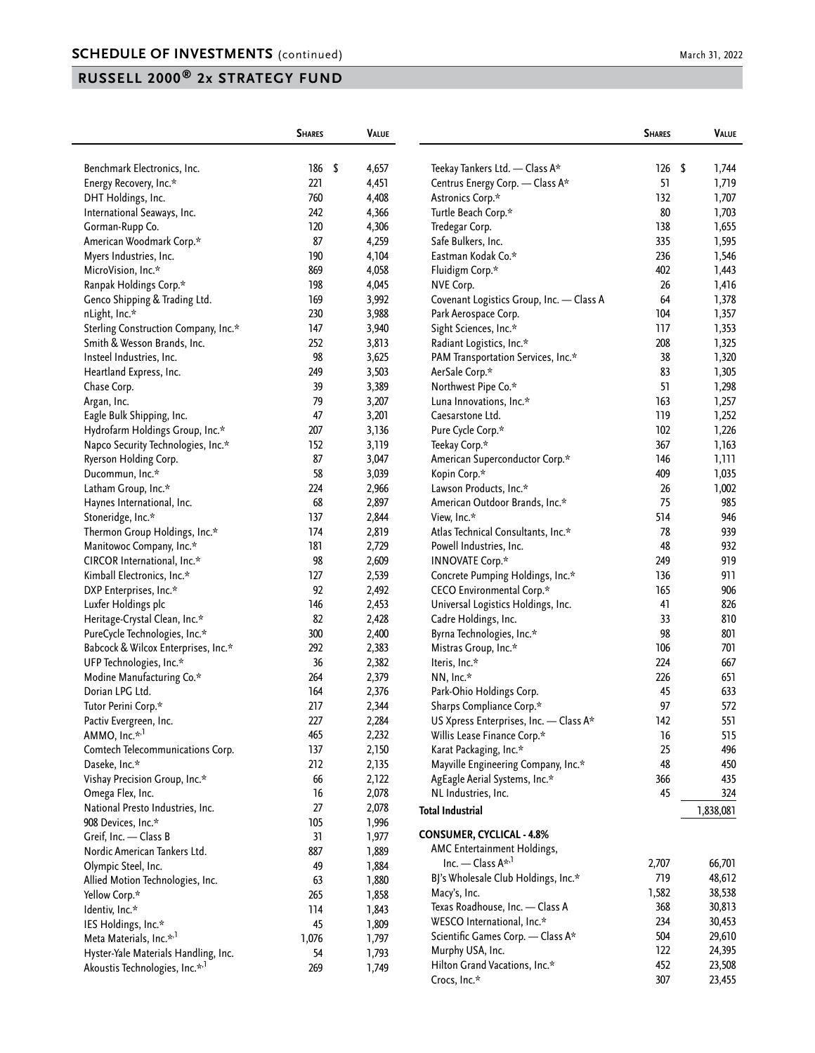## SCHEDULE OF INVESTMENTS (continued)

March 31, 2022

## RUSSELL 2000® 2x STRATEGY FUND

| | Shares | Value |
|---|---|---|
| Benchmark Electronics, Inc. | 186 | $ 4,657 |
| Energy Recovery, Inc.* | 221 | 4,451 |
| DHT Holdings, Inc. | 760 | 4,408 |
| International Seaways, Inc. | 242 | 4,366 |
| Gorman-Rupp Co. | 120 | 4,306 |
| American Woodmark Corp.* | 87 | 4,259 |
| Myers Industries, Inc. | 190 | 4,104 |
| MicroVision, Inc.* | 869 | 4,058 |
| Ranpak Holdings Corp.* | 198 | 4,045 |
| Genco Shipping & Trading Ltd. | 169 | 3,992 |
| nLight, Inc.* | 230 | 3,988 |
| Sterling Construction Company, Inc.* | 147 | 3,940 |
| Smith & Wesson Brands, Inc. | 252 | 3,813 |
| Insteel Industries, Inc. | 98 | 3,625 |
| Heartland Express, Inc. | 249 | 3,503 |
| Chase Corp. | 39 | 3,389 |
| Argan, Inc. | 79 | 3,207 |
| Eagle Bulk Shipping, Inc. | 47 | 3,201 |
| Hydrofarm Holdings Group, Inc.* | 207 | 3,136 |
| Napco Security Technologies, Inc.* | 152 | 3,119 |
| Ryerson Holding Corp. | 87 | 3,047 |
| Ducommun, Inc.* | 58 | 3,039 |
| Latham Group, Inc.* | 224 | 2,966 |
| Haynes International, Inc. | 68 | 2,897 |
| Stoneridge, Inc.* | 137 | 2,844 |
| Thermon Group Holdings, Inc.* | 174 | 2,819 |
| Manitowoc Company, Inc.* | 181 | 2,729 |
| CIRCOR International, Inc.* | 98 | 2,609 |
| Kimball Electronics, Inc.* | 127 | 2,539 |
| DXP Enterprises, Inc.* | 92 | 2,492 |
| Luxfer Holdings plc | 146 | 2,453 |
| Heritage-Crystal Clean, Inc.* | 82 | 2,428 |
| PureCycle Technologies, Inc.* | 300 | 2,400 |
| Babcock & Wilcox Enterprises, Inc.* | 292 | 2,383 |
| UFP Technologies, Inc.* | 36 | 2,382 |
| Modine Manufacturing Co.* | 264 | 2,379 |
| Dorian LPG Ltd. | 164 | 2,376 |
| Tutor Perini Corp.* | 217 | 2,344 |
| Pactiv Evergreen, Inc. | 227 | 2,284 |
| AMMO, Inc.*,[1] | 465 | 2,232 |
| Comtech Telecommunications Corp. | 137 | 2,150 |
| Daseke, Inc.* | 212 | 2,135 |
| Vishay Precision Group, Inc.* | 66 | 2,122 |
| Omega Flex, Inc. | 16 | 2,078 |
| National Presto Industries, Inc. | 27 | 2,078 |
| 908 Devices, Inc.* | 105 | 1,996 |
| Greif, Inc. — Class B | 31 | 1,977 |
| Nordic American Tankers Ltd. | 887 | 1,889 |
| Olympic Steel, Inc. | 49 | 1,884 |
| Allied Motion Technologies, Inc. | 63 | 1,880 |
| Yellow Corp.* | 265 | 1,858 |
| Identiv, Inc.* | 114 | 1,843 |
| IES Holdings, Inc.* | 45 | 1,809 |
| Meta Materials, Inc.*,[1] | 1,076 | 1,797 |
| Hyster-Yale Materials Handling, Inc. | 54 | 1,793 |
| Akoustis Technologies, Inc.*,[1] | 269 | 1,749 |
| Teekay Tankers Ltd. — Class A* | 126 | $ 1,744 |
| Centrus Energy Corp. — Class A* | 51 | 1,719 |
| Astronics Corp.* | 132 | 1,707 |
| Turtle Beach Corp.* | 80 | 1,703 |
| Tredegar Corp. | 138 | 1,655 |
| Safe Bulkers, Inc. | 335 | 1,595 |
| Eastman Kodak Co.* | 236 | 1,546 |
| Fluidigm Corp.* | 402 | 1,443 |
| NVE Corp. | 26 | 1,416 |
| Covenant Logistics Group, Inc. — Class A | 64 | 1,378 |
| Park Aerospace Corp. | 104 | 1,357 |
| Sight Sciences, Inc.* | 117 | 1,353 |
| Radiant Logistics, Inc.* | 208 | 1,325 |
| PAM Transportation Services, Inc.* | 38 | 1,320 |
| AerSale Corp.* | 83 | 1,305 |
| Northwest Pipe Co.* | 51 | 1,298 |
| Luna Innovations, Inc.* | 163 | 1,257 |
| Caesarstone Ltd. | 119 | 1,252 |
| Pure Cycle Corp.* | 102 | 1,226 |
| Teekay Corp.* | 367 | 1,163 |
| American Superconductor Corp.* | 146 | 1,111 |
| Kopin Corp.* | 409 | 1,035 |
| Lawson Products, Inc.* | 26 | 1,002 |
| American Outdoor Brands, Inc.* | 75 | 985 |
| View, Inc.* | 514 | 946 |
| Atlas Technical Consultants, Inc.* | 78 | 939 |
| Powell Industries, Inc. | 48 | 932 |
| INNOVATE Corp.* | 249 | 919 |
| Concrete Pumping Holdings, Inc.* | 136 | 911 |
| CECO Environmental Corp.* | 165 | 906 |
| Universal Logistics Holdings, Inc. | 41 | 826 |
| Cadre Holdings, Inc. | 33 | 810 |
| Byrna Technologies, Inc.* | 98 | 801 |
| Mistras Group, Inc.* | 106 | 701 |
| Iteris, Inc.* | 224 | 667 |
| NN, Inc.* | 226 | 651 |
| Park-Ohio Holdings Corp. | 45 | 633 |
| Sharps Compliance Corp.* | 97 | 572 |
| US Xpress Enterprises, Inc. — Class A* | 142 | 551 |
| Willis Lease Finance Corp.* | 16 | 515 |
| Karat Packaging, Inc.* | 25 | 496 |
| Mayville Engineering Company, Inc.* | 48 | 450 |
| AgEagle Aerial Systems, Inc.* | 366 | 435 |
| NL Industries, Inc. | 45 | 324 |
| **Total Industrial** | | 1,838,081 |
| **CONSUMER, CYCLICAL - 4.8%** | | |
| AMC Entertainment Holdings, Inc. — Class A*,[1] | 2,707 | 66,701 |
| BJ's Wholesale Club Holdings, Inc.* | 719 | 48,612 |
| Macy's, Inc. | 1,582 | 38,538 |
| Texas Roadhouse, Inc. — Class A | 368 | 30,813 |
| WESCO International, Inc.* | 234 | 30,453 |
| Scientific Games Corp. — Class A* | 504 | 29,610 |
| Murphy USA, Inc. | 122 | 24,395 |
| Hilton Grand Vacations, Inc.* | 452 | 23,508 |
| Crocs, Inc.* | 307 | 23,455 |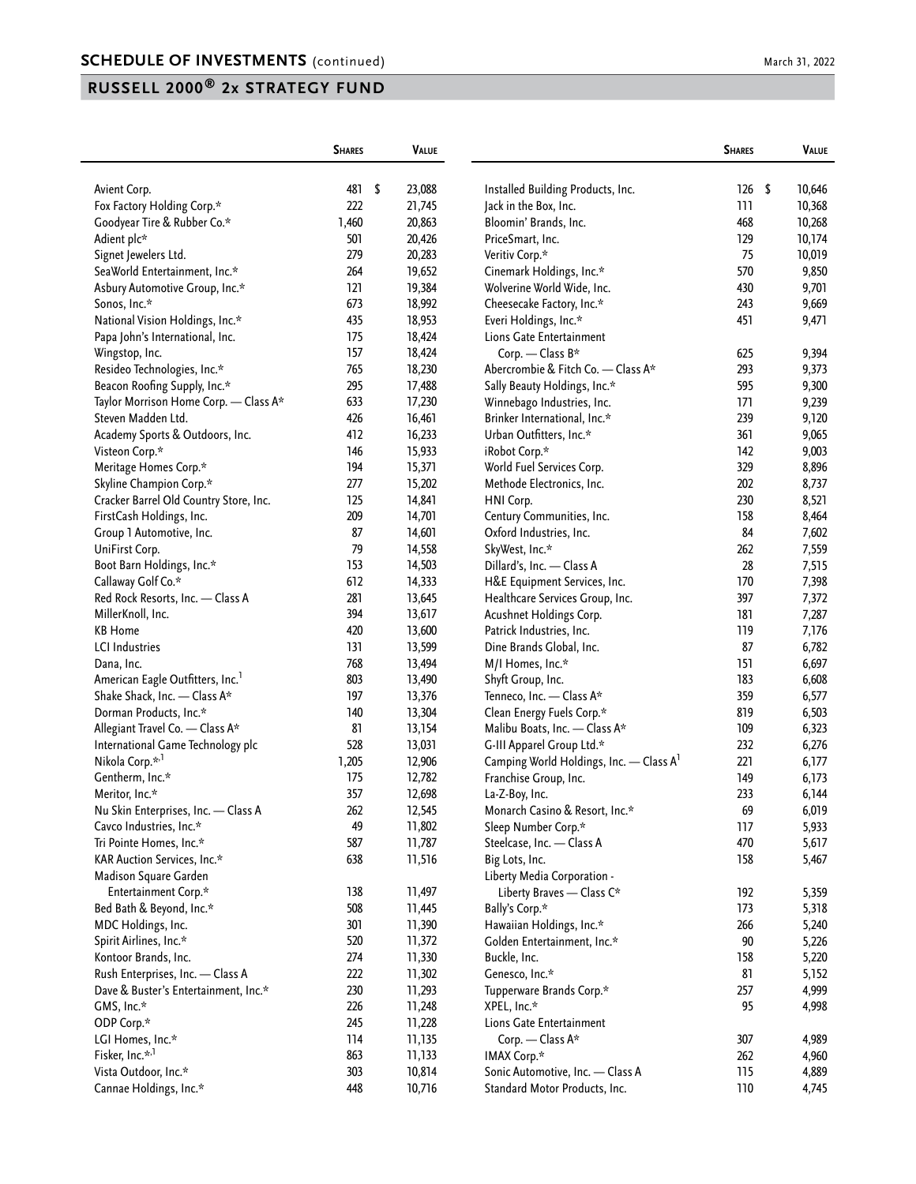## SCHEDULE OF INVESTMENTS (continued)

March 31, 2022

## RUSSELL 2000® 2x STRATEGY FUND

| | Shares | Value |
|---|---|---|
| Avient Corp. | 481 | $ 23,088 |
| Fox Factory Holding Corp.* | 222 | 21,745 |
| Goodyear Tire & Rubber Co.* | 1,460 | 20,863 |
| Adient plc* | 501 | 20,426 |
| Signet Jewelers Ltd. | 279 | 20,283 |
| SeaWorld Entertainment, Inc.* | 264 | 19,652 |
| Asbury Automotive Group, Inc.* | 121 | 19,384 |
| Sonos, Inc.* | 673 | 18,992 |
| National Vision Holdings, Inc.* | 435 | 18,953 |
| Papa John's International, Inc. | 175 | 18,424 |
| Wingstop, Inc. | 157 | 18,424 |
| Resideo Technologies, Inc.* | 765 | 18,230 |
| Beacon Roofing Supply, Inc.* | 295 | 17,488 |
| Taylor Morrison Home Corp. — Class A* | 633 | 17,230 |
| Steven Madden Ltd. | 426 | 16,461 |
| Academy Sports & Outdoors, Inc. | 412 | 16,233 |
| Visteon Corp.* | 146 | 15,933 |
| Meritage Homes Corp.* | 194 | 15,371 |
| Skyline Champion Corp.* | 277 | 15,202 |
| Cracker Barrel Old Country Store, Inc. | 125 | 14,841 |
| FirstCash Holdings, Inc. | 209 | 14,701 |
| Group 1 Automotive, Inc. | 87 | 14,601 |
| UniFirst Corp. | 79 | 14,558 |
| Boot Barn Holdings, Inc.* | 153 | 14,503 |
| Callaway Golf Co.* | 612 | 14,333 |
| Red Rock Resorts, Inc. — Class A | 281 | 13,645 |
| MillerKnoll, Inc. | 394 | 13,617 |
| KB Home | 420 | 13,600 |
| LCI Industries | 131 | 13,599 |
| Dana, Inc. | 768 | 13,494 |
| American Eagle Outfitters, Inc.[1] | 803 | 13,490 |
| Shake Shack, Inc. — Class A* | 197 | 13,376 |
| Dorman Products, Inc.* | 140 | 13,304 |
| Allegiant Travel Co. — Class A* | 81 | 13,154 |
| International Game Technology plc | 528 | 13,031 |
| Nikola Corp.*,[1] | 1,205 | 12,906 |
| Gentherm, Inc.* | 175 | 12,782 |
| Meritor, Inc.* | 357 | 12,698 |
| Nu Skin Enterprises, Inc. — Class A | 262 | 12,545 |
| Cavco Industries, Inc.* | 49 | 11,802 |
| Tri Pointe Homes, Inc.* | 587 | 11,787 |
| KAR Auction Services, Inc.* | 638 | 11,516 |
| Madison Square Garden Entertainment Corp.* | 138 | 11,497 |
| Bed Bath & Beyond, Inc.* | 508 | 11,445 |
| MDC Holdings, Inc. | 301 | 11,390 |
| Spirit Airlines, Inc.* | 520 | 11,372 |
| Kontoor Brands, Inc. | 274 | 11,330 |
| Rush Enterprises, Inc. — Class A | 222 | 11,302 |
| Dave & Buster's Entertainment, Inc.* | 230 | 11,293 |
| GMS, Inc.* | 226 | 11,248 |
| ODP Corp.* | 245 | 11,228 |
| LGI Homes, Inc.* | 114 | 11,135 |
| Fisker, Inc.*,[1] | 863 | 11,133 |
| Vista Outdoor, Inc.* | 303 | 10,814 |
| Cannae Holdings, Inc.* | 448 | 10,716 |
| Installed Building Products, Inc. | 126 | $ 10,646 |
| Jack in the Box, Inc. | 111 | 10,368 |
| Bloomin' Brands, Inc. | 468 | 10,268 |
| PriceSmart, Inc. | 129 | 10,174 |
| Veritiv Corp.* | 75 | 10,019 |
| Cinemark Holdings, Inc.* | 570 | 9,850 |
| Wolverine World Wide, Inc. | 430 | 9,701 |
| Cheesecake Factory, Inc.* | 243 | 9,669 |
| Everi Holdings, Inc.* | 451 | 9,471 |
| Lions Gate Entertainment Corp. — Class B* | 625 | 9,394 |
| Abercrombie & Fitch Co. — Class A* | 293 | 9,373 |
| Sally Beauty Holdings, Inc.* | 595 | 9,300 |
| Winnebago Industries, Inc. | 171 | 9,239 |
| Brinker International, Inc.* | 239 | 9,120 |
| Urban Outfitters, Inc.* | 361 | 9,065 |
| iRobot Corp.* | 142 | 9,003 |
| World Fuel Services Corp. | 329 | 8,896 |
| Methode Electronics, Inc. | 202 | 8,737 |
| HNI Corp. | 230 | 8,521 |
| Century Communities, Inc. | 158 | 8,464 |
| Oxford Industries, Inc. | 84 | 7,602 |
| SkyWest, Inc.* | 262 | 7,559 |
| Dillard's, Inc. — Class A | 28 | 7,515 |
| H&E Equipment Services, Inc. | 170 | 7,398 |
| Healthcare Services Group, Inc. | 397 | 7,372 |
| Acushnet Holdings Corp. | 181 | 7,287 |
| Patrick Industries, Inc. | 119 | 7,176 |
| Dine Brands Global, Inc. | 87 | 6,782 |
| M/I Homes, Inc.* | 151 | 6,697 |
| Shyft Group, Inc. | 183 | 6,608 |
| Tenneco, Inc. — Class A* | 359 | 6,577 |
| Clean Energy Fuels Corp.* | 819 | 6,503 |
| Malibu Boats, Inc. — Class A* | 109 | 6,323 |
| G-III Apparel Group Ltd.* | 232 | 6,276 |
| Camping World Holdings, Inc. — Class A[1] | 221 | 6,177 |
| Franchise Group, Inc. | 149 | 6,173 |
| La-Z-Boy, Inc. | 233 | 6,144 |
| Monarch Casino & Resort, Inc.* | 69 | 6,019 |
| Sleep Number Corp.* | 117 | 5,933 |
| Steelcase, Inc. — Class A | 470 | 5,617 |
| Big Lots, Inc. | 158 | 5,467 |
| Liberty Media Corporation - Liberty Braves — Class C* | 192 | 5,359 |
| Bally's Corp.* | 173 | 5,318 |
| Hawaiian Holdings, Inc.* | 266 | 5,240 |
| Golden Entertainment, Inc.* | 90 | 5,226 |
| Buckle, Inc. | 158 | 5,220 |
| Genesco, Inc.* | 81 | 5,152 |
| Tupperware Brands Corp.* | 257 | 4,999 |
| XPEL, Inc.* | 95 | 4,998 |
| Lions Gate Entertainment Corp. — Class A* | 307 | 4,989 |
| IMAX Corp.* | 262 | 4,960 |
| Sonic Automotive, Inc. — Class A | 115 | 4,889 |
| Standard Motor Products, Inc. | 110 | 4,745 |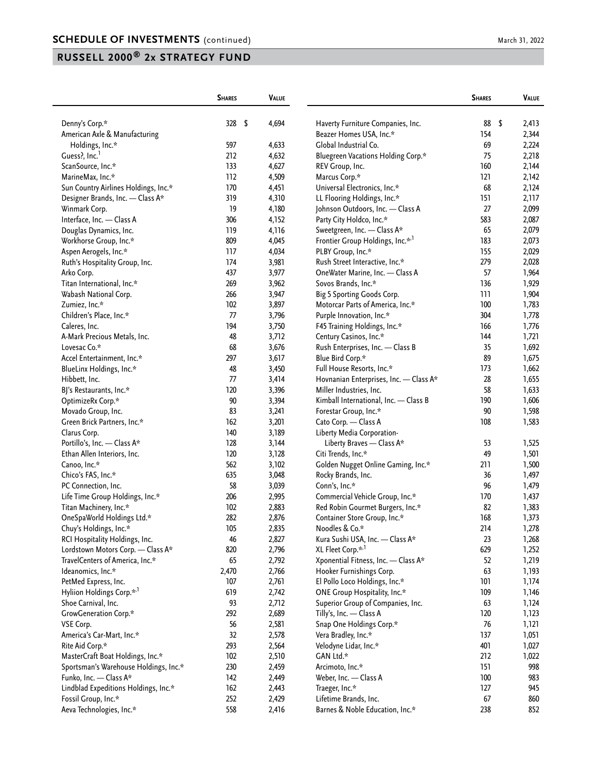## SCHEDULE OF INVESTMENTS (continued)

March 31, 2022

## RUSSELL 2000® 2x STRATEGY FUND

| | Shares | Value |
|---|---|---|
| Denny's Corp.* | 328 | $ 4,694 |
| American Axle & Manufacturing Holdings, Inc.* | 597 | 4,633 |
| Guess?, Inc.[1] | 212 | 4,632 |
| ScanSource, Inc.* | 133 | 4,627 |
| MarineMax, Inc.* | 112 | 4,509 |
| Sun Country Airlines Holdings, Inc.* | 170 | 4,451 |
| Designer Brands, Inc. — Class A* | 319 | 4,310 |
| Winmark Corp. | 19 | 4,180 |
| Interface, Inc. — Class A | 306 | 4,152 |
| Douglas Dynamics, Inc. | 119 | 4,116 |
| Workhorse Group, Inc.* | 809 | 4,045 |
| Aspen Aerogels, Inc.* | 117 | 4,034 |
| Ruth's Hospitality Group, Inc. | 174 | 3,981 |
| Arko Corp. | 437 | 3,977 |
| Titan International, Inc.* | 269 | 3,962 |
| Wabash National Corp. | 266 | 3,947 |
| Zumiez, Inc.* | 102 | 3,897 |
| Children's Place, Inc.* | 77 | 3,796 |
| Caleres, Inc. | 194 | 3,750 |
| A-Mark Precious Metals, Inc. | 48 | 3,712 |
| Lovesac Co.* | 68 | 3,676 |
| Accel Entertainment, Inc.* | 297 | 3,617 |
| BlueLinx Holdings, Inc.* | 48 | 3,450 |
| Hibbett, Inc. | 77 | 3,414 |
| BJ's Restaurants, Inc.* | 120 | 3,396 |
| OptimizeRx Corp.* | 90 | 3,394 |
| Movado Group, Inc. | 83 | 3,241 |
| Green Brick Partners, Inc.* | 162 | 3,201 |
| Clarus Corp. | 140 | 3,189 |
| Portillo's, Inc. — Class A* | 128 | 3,144 |
| Ethan Allen Interiors, Inc. | 120 | 3,128 |
| Canoo, Inc.* | 562 | 3,102 |
| Chico's FAS, Inc.* | 635 | 3,048 |
| PC Connection, Inc. | 58 | 3,039 |
| Life Time Group Holdings, Inc.* | 206 | 2,995 |
| Titan Machinery, Inc.* | 102 | 2,883 |
| OneSpaWorld Holdings Ltd.* | 282 | 2,876 |
| Chuy's Holdings, Inc.* | 105 | 2,835 |
| RCI Hospitality Holdings, Inc. | 46 | 2,827 |
| Lordstown Motors Corp. — Class A* | 820 | 2,796 |
| TravelCenters of America, Inc.* | 65 | 2,792 |
| Ideanomics, Inc.* | 2,470 | 2,766 |
| PetMed Express, Inc. | 107 | 2,761 |
| Hyliion Holdings Corp.*,[1] | 619 | 2,742 |
| Shoe Carnival, Inc. | 93 | 2,712 |
| GrowGeneration Corp.* | 292 | 2,689 |
| VSE Corp. | 56 | 2,581 |
| America's Car-Mart, Inc.* | 32 | 2,578 |
| Rite Aid Corp.* | 293 | 2,564 |
| MasterCraft Boat Holdings, Inc.* | 102 | 2,510 |
| Sportsman's Warehouse Holdings, Inc.* | 230 | 2,459 |
| Funko, Inc. — Class A* | 142 | 2,449 |
| Lindblad Expeditions Holdings, Inc.* | 162 | 2,443 |
| Fossil Group, Inc.* | 252 | 2,429 |
| Aeva Technologies, Inc.* | 558 | 2,416 |
| Haverty Furniture Companies, Inc. | 88 | $ 2,413 |
| Beazer Homes USA, Inc.* | 154 | 2,344 |
| Global Industrial Co. | 69 | 2,224 |
| Bluegreen Vacations Holding Corp.* | 75 | 2,218 |
| REV Group, Inc. | 160 | 2,144 |
| Marcus Corp.* | 121 | 2,142 |
| Universal Electronics, Inc.* | 68 | 2,124 |
| LL Flooring Holdings, Inc.* | 151 | 2,117 |
| Johnson Outdoors, Inc. — Class A | 27 | 2,099 |
| Party City Holdco, Inc.* | 583 | 2,087 |
| Sweetgreen, Inc. — Class A* | 65 | 2,079 |
| Frontier Group Holdings, Inc.*,[1] | 183 | 2,073 |
| PLBY Group, Inc.* | 155 | 2,029 |
| Rush Street Interactive, Inc.* | 279 | 2,028 |
| OneWater Marine, Inc. — Class A | 57 | 1,964 |
| Sovos Brands, Inc.* | 136 | 1,929 |
| Big 5 Sporting Goods Corp. | 111 | 1,904 |
| Motorcar Parts of America, Inc.* | 100 | 1,783 |
| Purple Innovation, Inc.* | 304 | 1,778 |
| F45 Training Holdings, Inc.* | 166 | 1,776 |
| Century Casinos, Inc.* | 144 | 1,721 |
| Rush Enterprises, Inc. — Class B | 35 | 1,692 |
| Blue Bird Corp.* | 89 | 1,675 |
| Full House Resorts, Inc.* | 173 | 1,662 |
| Hovnanian Enterprises, Inc. — Class A* | 28 | 1,655 |
| Miller Industries, Inc. | 58 | 1,633 |
| Kimball International, Inc. — Class B | 190 | 1,606 |
| Forestar Group, Inc.* | 90 | 1,598 |
| Cato Corp. — Class A | 108 | 1,583 |
| Liberty Media Corporation-Liberty Braves — Class A* | 53 | 1,525 |
| Citi Trends, Inc.* | 49 | 1,501 |
| Golden Nugget Online Gaming, Inc.* | 211 | 1,500 |
| Rocky Brands, Inc. | 36 | 1,497 |
| Conn's, Inc.* | 96 | 1,479 |
| Commercial Vehicle Group, Inc.* | 170 | 1,437 |
| Red Robin Gourmet Burgers, Inc.* | 82 | 1,383 |
| Container Store Group, Inc.* | 168 | 1,373 |
| Noodles & Co.* | 214 | 1,278 |
| Kura Sushi USA, Inc. — Class A* | 23 | 1,268 |
| XL Fleet Corp.*,[1] | 629 | 1,252 |
| Xponential Fitness, Inc. — Class A* | 52 | 1,219 |
| Hooker Furnishings Corp. | 63 | 1,193 |
| El Pollo Loco Holdings, Inc.* | 101 | 1,174 |
| ONE Group Hospitality, Inc.* | 109 | 1,146 |
| Superior Group of Companies, Inc. | 63 | 1,124 |
| Tilly's, Inc. — Class A | 120 | 1,123 |
| Snap One Holdings Corp.* | 76 | 1,121 |
| Vera Bradley, Inc.* | 137 | 1,051 |
| Velodyne Lidar, Inc.* | 401 | 1,027 |
| GAN Ltd.* | 212 | 1,022 |
| Arcimoto, Inc.* | 151 | 998 |
| Weber, Inc. — Class A | 100 | 983 |
| Traeger, Inc.* | 127 | 945 |
| Lifetime Brands, Inc. | 67 | 860 |
| Barnes & Noble Education, Inc.* | 238 | 852 |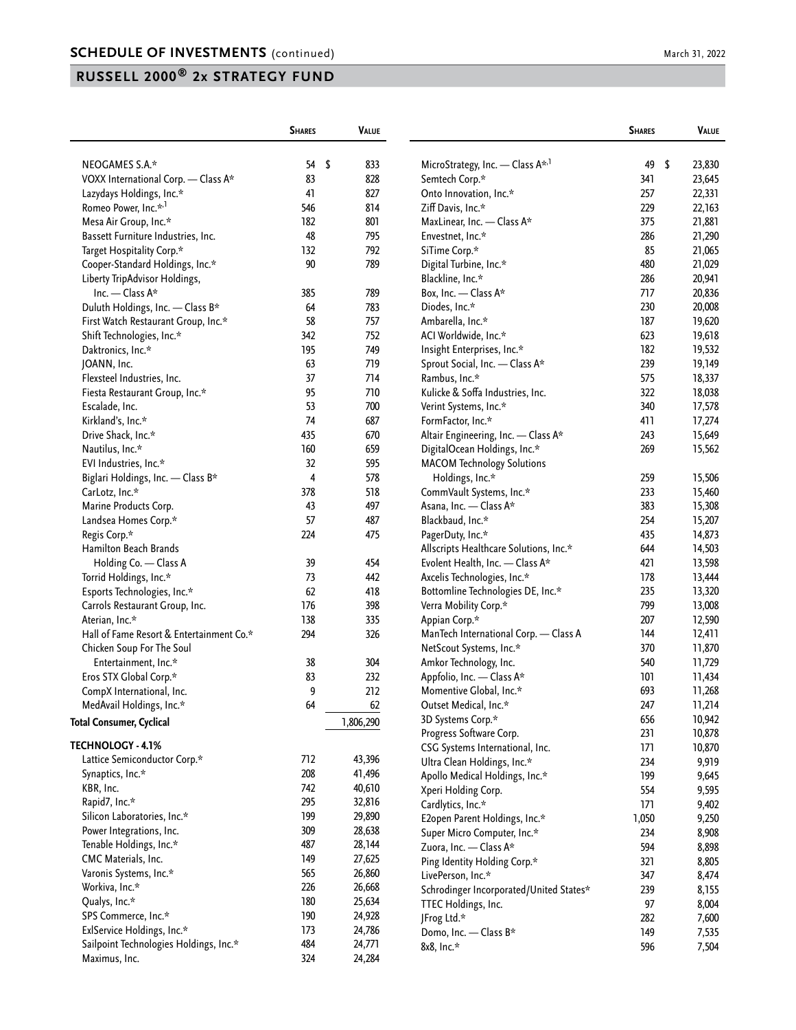## SCHEDULE OF INVESTMENTS (continued)

## RUSSELL 2000® 2x STRATEGY FUND

| | Shares | Value |
|---|---|---|
| NEOGAMES S.A.* | 54 | $ 833 |
| VOXX International Corp. — Class A* | 83 | 828 |
| Lazydays Holdings, Inc.* | 41 | 827 |
| Romeo Power, Inc.*,[1] | 546 | 814 |
| Mesa Air Group, Inc.* | 182 | 801 |
| Bassett Furniture Industries, Inc. | 48 | 795 |
| Target Hospitality Corp.* | 132 | 792 |
| Cooper-Standard Holdings, Inc.* | 90 | 789 |
| Liberty TripAdvisor Holdings, Inc. — Class A* | 385 | 789 |
| Duluth Holdings, Inc. — Class B* | 64 | 783 |
| First Watch Restaurant Group, Inc.* | 58 | 757 |
| Shift Technologies, Inc.* | 342 | 752 |
| Daktronics, Inc.* | 195 | 749 |
| JOANN, Inc. | 63 | 719 |
| Flexsteel Industries, Inc. | 37 | 714 |
| Fiesta Restaurant Group, Inc.* | 95 | 710 |
| Escalade, Inc. | 53 | 700 |
| Kirkland's, Inc.* | 74 | 687 |
| Drive Shack, Inc.* | 435 | 670 |
| Nautilus, Inc.* | 160 | 659 |
| EVI Industries, Inc.* | 32 | 595 |
| Biglari Holdings, Inc. — Class B* | 4 | 578 |
| CarLotz, Inc.* | 378 | 518 |
| Marine Products Corp. | 43 | 497 |
| Landsea Homes Corp.* | 57 | 487 |
| Regis Corp.* | 224 | 475 |
| Hamilton Beach Brands Holding Co. — Class A | 39 | 454 |
| Torrid Holdings, Inc.* | 73 | 442 |
| Esports Technologies, Inc.* | 62 | 418 |
| Carrols Restaurant Group, Inc. | 176 | 398 |
| Aterian, Inc.* | 138 | 335 |
| Hall of Fame Resort & Entertainment Co.* | 294 | 326 |
| Chicken Soup For The Soul Entertainment, Inc.* | 38 | 304 |
| Eros STX Global Corp.* | 83 | 232 |
| CompX International, Inc. | 9 | 212 |
| MedAvail Holdings, Inc.* | 64 | 62 |
| **Total Consumer, Cyclical** | | 1,806,290 |
| **TECHNOLOGY - 4.1%** | | |
| Lattice Semiconductor Corp.* | 712 | 43,396 |
| Synaptics, Inc.* | 208 | 41,496 |
| KBR, Inc. | 742 | 40,610 |
| Rapid7, Inc.* | 295 | 32,816 |
| Silicon Laboratories, Inc.* | 199 | 29,890 |
| Power Integrations, Inc. | 309 | 28,638 |
| Tenable Holdings, Inc.* | 487 | 28,144 |
| CMC Materials, Inc. | 149 | 27,625 |
| Varonis Systems, Inc.* | 565 | 26,860 |
| Workiva, Inc.* | 226 | 26,668 |
| Qualys, Inc.* | 180 | 25,634 |
| SPS Commerce, Inc.* | 190 | 24,928 |
| ExlService Holdings, Inc.* | 173 | 24,786 |
| Sailpoint Technologies Holdings, Inc.* | 484 | 24,771 |
| Maximus, Inc. | 324 | 24,284 |
| MicroStrategy, Inc. — Class A*,[1] | 49 | $ 23,830 |
| Semtech Corp.* | 341 | 23,645 |
| Onto Innovation, Inc.* | 257 | 22,331 |
| Ziff Davis, Inc.* | 229 | 22,163 |
| MaxLinear, Inc. — Class A* | 375 | 21,881 |
| Envestnet, Inc.* | 286 | 21,290 |
| SiTime Corp.* | 85 | 21,065 |
| Digital Turbine, Inc.* | 480 | 21,029 |
| Blackline, Inc.* | 286 | 20,941 |
| Box, Inc. — Class A* | 717 | 20,836 |
| Diodes, Inc.* | 230 | 20,008 |
| Ambarella, Inc.* | 187 | 19,620 |
| ACI Worldwide, Inc.* | 623 | 19,618 |
| Insight Enterprises, Inc.* | 182 | 19,532 |
| Sprout Social, Inc. — Class A* | 239 | 19,149 |
| Rambus, Inc.* | 575 | 18,337 |
| Kulicke & Soffa Industries, Inc. | 322 | 18,038 |
| Verint Systems, Inc.* | 340 | 17,578 |
| FormFactor, Inc.* | 411 | 17,274 |
| Altair Engineering, Inc. — Class A* | 243 | 15,649 |
| DigitalOcean Holdings, Inc.* | 269 | 15,562 |
| MACOM Technology Solutions Holdings, Inc.* | 259 | 15,506 |
| CommVault Systems, Inc.* | 233 | 15,460 |
| Asana, Inc. — Class A* | 383 | 15,308 |
| Blackbaud, Inc.* | 254 | 15,207 |
| PagerDuty, Inc.* | 435 | 14,873 |
| Allscripts Healthcare Solutions, Inc.* | 644 | 14,503 |
| Evolent Health, Inc. — Class A* | 421 | 13,598 |
| Axcelis Technologies, Inc.* | 178 | 13,444 |
| Bottomline Technologies DE, Inc.* | 235 | 13,320 |
| Verra Mobility Corp.* | 799 | 13,008 |
| Appian Corp.* | 207 | 12,590 |
| ManTech International Corp. — Class A | 144 | 12,411 |
| NetScout Systems, Inc.* | 370 | 11,870 |
| Amkor Technology, Inc. | 540 | 11,729 |
| Appfolio, Inc. — Class A* | 101 | 11,434 |
| Momentive Global, Inc.* | 693 | 11,268 |
| Outset Medical, Inc.* | 247 | 11,214 |
| 3D Systems Corp.* | 656 | 10,942 |
| Progress Software Corp. | 231 | 10,878 |
| CSG Systems International, Inc. | 171 | 10,870 |
| Ultra Clean Holdings, Inc.* | 234 | 9,919 |
| Apollo Medical Holdings, Inc.* | 199 | 9,645 |
| Xperi Holding Corp. | 554 | 9,595 |
| Cardlytics, Inc.* | 171 | 9,402 |
| E2open Parent Holdings, Inc.* | 1,050 | 9,250 |
| Super Micro Computer, Inc.* | 234 | 8,908 |
| Zuora, Inc. — Class A* | 594 | 8,898 |
| Ping Identity Holding Corp.* | 321 | 8,805 |
| LivePerson, Inc.* | 347 | 8,474 |
| Schrodinger Incorporated/United States* | 239 | 8,155 |
| TTEC Holdings, Inc. | 97 | 8,004 |
| JFrog Ltd.* | 282 | 7,600 |
| Domo, Inc. — Class B* | 149 | 7,535 |
| 8x8, Inc.* | 596 | 7,504 |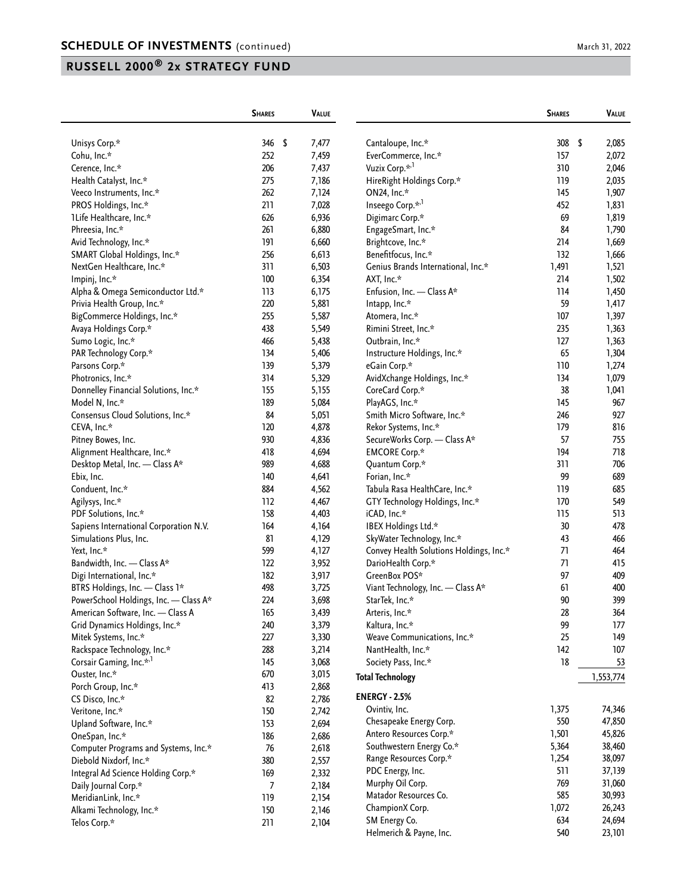## SCHEDULE OF INVESTMENTS (continued)

## RUSSELL 2000® 2x STRATEGY FUND

| | Shares | Value |
|---|---|---|
| Unisys Corp.* | 346 | $ 7,477 |
| Cohu, Inc.* | 252 | 7,459 |
| Cerence, Inc.* | 206 | 7,437 |
| Health Catalyst, Inc.* | 275 | 7,186 |
| Veeco Instruments, Inc.* | 262 | 7,124 |
| PROS Holdings, Inc.* | 211 | 7,028 |
| 1Life Healthcare, Inc.* | 626 | 6,936 |
| Phreesia, Inc.* | 261 | 6,880 |
| Avid Technology, Inc.* | 191 | 6,660 |
| SMART Global Holdings, Inc.* | 256 | 6,613 |
| NextGen Healthcare, Inc.* | 311 | 6,503 |
| Impinj, Inc.* | 100 | 6,354 |
| Alpha & Omega Semiconductor Ltd.* | 113 | 6,175 |
| Privia Health Group, Inc.* | 220 | 5,881 |
| BigCommerce Holdings, Inc.* | 255 | 5,587 |
| Avaya Holdings Corp.* | 438 | 5,549 |
| Sumo Logic, Inc.* | 466 | 5,438 |
| PAR Technology Corp.* | 134 | 5,406 |
| Parsons Corp.* | 139 | 5,379 |
| Photronics, Inc.* | 314 | 5,329 |
| Donnelley Financial Solutions, Inc.* | 155 | 5,155 |
| Model N, Inc.* | 189 | 5,084 |
| Consensus Cloud Solutions, Inc.* | 84 | 5,051 |
| CEVA, Inc.* | 120 | 4,878 |
| Pitney Bowes, Inc. | 930 | 4,836 |
| Alignment Healthcare, Inc.* | 418 | 4,694 |
| Desktop Metal, Inc. — Class A* | 989 | 4,688 |
| Ebix, Inc. | 140 | 4,641 |
| Conduent, Inc.* | 884 | 4,562 |
| Agilysys, Inc.* | 112 | 4,467 |
| PDF Solutions, Inc.* | 158 | 4,403 |
| Sapiens International Corporation N.V. | 164 | 4,164 |
| Simulations Plus, Inc. | 81 | 4,129 |
| Yext, Inc.* | 599 | 4,127 |
| Bandwidth, Inc. — Class A* | 122 | 3,952 |
| Digi International, Inc.* | 182 | 3,917 |
| BTRS Holdings, Inc. — Class 1* | 498 | 3,725 |
| PowerSchool Holdings, Inc. — Class A* | 224 | 3,698 |
| American Software, Inc. — Class A | 165 | 3,439 |
| Grid Dynamics Holdings, Inc.* | 240 | 3,379 |
| Mitek Systems, Inc.* | 227 | 3,330 |
| Rackspace Technology, Inc.* | 288 | 3,214 |
| Corsair Gaming, Inc.*,[1] | 145 | 3,068 |
| Ouster, Inc.* | 670 | 3,015 |
| Porch Group, Inc.* | 413 | 2,868 |
| CS Disco, Inc.* | 82 | 2,786 |
| Veritone, Inc.* | 150 | 2,742 |
| Upland Software, Inc.* | 153 | 2,694 |
| OneSpan, Inc.* | 186 | 2,686 |
| Computer Programs and Systems, Inc.* | 76 | 2,618 |
| Diebold Nixdorf, Inc.* | 380 | 2,557 |
| Integral Ad Science Holding Corp.* | 169 | 2,332 |
| Daily Journal Corp.* | 7 | 2,184 |
| MeridianLink, Inc.* | 119 | 2,154 |
| Alkami Technology, Inc.* | 150 | 2,146 |
| Telos Corp.* | 211 | 2,104 |
| Cantaloupe, Inc.* | 308 | $ 2,085 |
| EverCommerce, Inc.* | 157 | 2,072 |
| Vuzix Corp.*,[1] | 310 | 2,046 |
| HireRight Holdings Corp.* | 119 | 2,035 |
| ON24, Inc.* | 145 | 1,907 |
| Inseego Corp.*,[1] | 452 | 1,831 |
| Digimarc Corp.* | 69 | 1,819 |
| EngageSmart, Inc.* | 84 | 1,790 |
| Brightcove, Inc.* | 214 | 1,669 |
| Benefitfocus, Inc.* | 132 | 1,666 |
| Genius Brands International, Inc.* | 1,491 | 1,521 |
| AXT, Inc.* | 214 | 1,502 |
| Enfusion, Inc. — Class A* | 114 | 1,450 |
| Intapp, Inc.* | 59 | 1,417 |
| Atomera, Inc.* | 107 | 1,397 |
| Rimini Street, Inc.* | 235 | 1,363 |
| Outbrain, Inc.* | 127 | 1,363 |
| Instructure Holdings, Inc.* | 65 | 1,304 |
| eGain Corp.* | 110 | 1,274 |
| AvidXchange Holdings, Inc.* | 134 | 1,079 |
| CoreCard Corp.* | 38 | 1,041 |
| PlayAGS, Inc.* | 145 | 967 |
| Smith Micro Software, Inc.* | 246 | 927 |
| Rekor Systems, Inc.* | 179 | 816 |
| SecureWorks Corp. — Class A* | 57 | 755 |
| EMCORE Corp.* | 194 | 718 |
| Quantum Corp.* | 311 | 706 |
| Forian, Inc.* | 99 | 689 |
| Tabula Rasa HealthCare, Inc.* | 119 | 685 |
| GTY Technology Holdings, Inc.* | 170 | 549 |
| iCAD, Inc.* | 115 | 513 |
| IBEX Holdings Ltd.* | 30 | 478 |
| SkyWater Technology, Inc.* | 43 | 466 |
| Convey Health Solutions Holdings, Inc.* | 71 | 464 |
| DarioHealth Corp.* | 71 | 415 |
| GreenBox POS* | 97 | 409 |
| Viant Technology, Inc. — Class A* | 61 | 400 |
| StarTek, Inc.* | 90 | 399 |
| Arteris, Inc.* | 28 | 364 |
| Kaltura, Inc.* | 99 | 177 |
| Weave Communications, Inc.* | 25 | 149 |
| NantHealth, Inc.* | 142 | 107 |
| Society Pass, Inc.* | 18 | 53 |
| **Total Technology** | | 1,553,774 |
| **ENERGY - 2.5%** | | |
| Ovintiv, Inc. | 1,375 | 74,346 |
| Chesapeake Energy Corp. | 550 | 47,850 |
| Antero Resources Corp.* | 1,501 | 45,826 |
| Southwestern Energy Co.* | 5,364 | 38,460 |
| Range Resources Corp.* | 1,254 | 38,097 |
| PDC Energy, Inc. | 511 | 37,139 |
| Murphy Oil Corp. | 769 | 31,060 |
| Matador Resources Co. | 585 | 30,993 |
| ChampionX Corp. | 1,072 | 26,243 |
| SM Energy Co. | 634 | 24,694 |
| Helmerich & Payne, Inc. | 540 | 23,101 |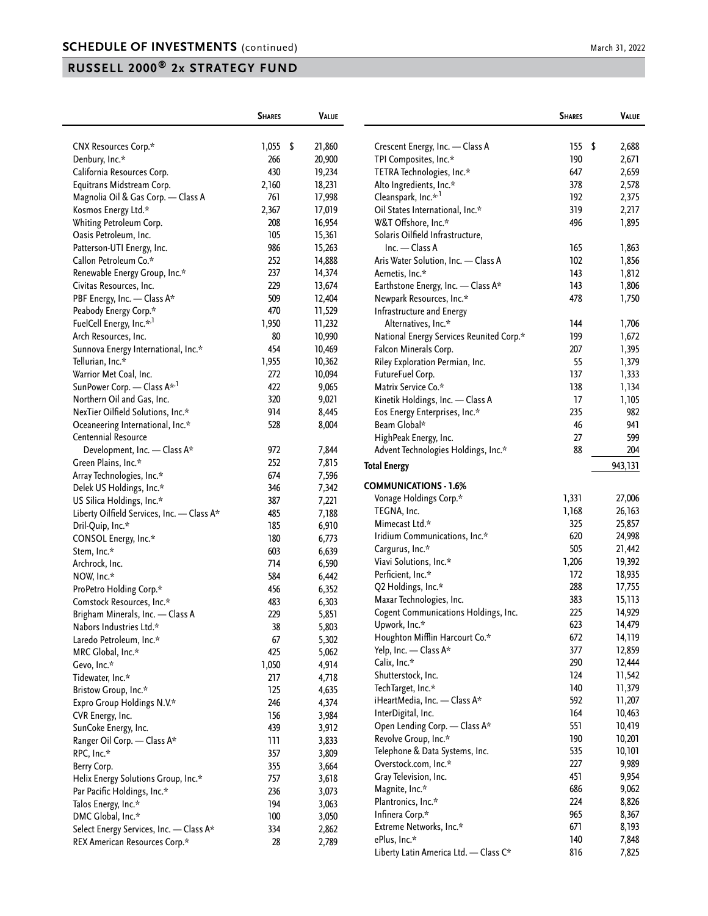## SCHEDULE OF INVESTMENTS (continued)

## RUSSELL 2000® 2x STRATEGY FUND

|  | Shares | Value |
|---|---|---|
| CNX Resources Corp.* | 1,055 | $ 21,860 |
| Denbury, Inc.* | 266 | 20,900 |
| California Resources Corp. | 430 | 19,234 |
| Equitrans Midstream Corp. | 2,160 | 18,231 |
| Magnolia Oil & Gas Corp. — Class A | 761 | 17,998 |
| Kosmos Energy Ltd.* | 2,367 | 17,019 |
| Whiting Petroleum Corp. | 208 | 16,954 |
| Oasis Petroleum, Inc. | 105 | 15,361 |
| Patterson-UTI Energy, Inc. | 986 | 15,263 |
| Callon Petroleum Co.* | 252 | 14,888 |
| Renewable Energy Group, Inc.* | 237 | 14,374 |
| Civitas Resources, Inc. | 229 | 13,674 |
| PBF Energy, Inc. — Class A* | 509 | 12,404 |
| Peabody Energy Corp.* | 470 | 11,529 |
| FuelCell Energy, Inc.*,1 | 1,950 | 11,232 |
| Arch Resources, Inc. | 80 | 10,990 |
| Sunnova Energy International, Inc.* | 454 | 10,469 |
| Tellurian, Inc.* | 1,955 | 10,362 |
| Warrior Met Coal, Inc. | 272 | 10,094 |
| SunPower Corp. — Class A*,1 | 422 | 9,065 |
| Northern Oil and Gas, Inc. | 320 | 9,021 |
| NexTier Oilfield Solutions, Inc.* | 914 | 8,445 |
| Oceaneering International, Inc.* | 528 | 8,004 |
| Centennial Resource Development, Inc. — Class A* | 972 | 7,844 |
| Green Plains, Inc.* | 252 | 7,815 |
| Array Technologies, Inc.* | 674 | 7,596 |
| Delek US Holdings, Inc.* | 346 | 7,342 |
| US Silica Holdings, Inc.* | 387 | 7,221 |
| Liberty Oilfield Services, Inc. — Class A* | 485 | 7,188 |
| Dril-Quip, Inc.* | 185 | 6,910 |
| CONSOL Energy, Inc.* | 180 | 6,773 |
| Stem, Inc.* | 603 | 6,639 |
| Archrock, Inc. | 714 | 6,590 |
| NOW, Inc.* | 584 | 6,442 |
| ProPetro Holding Corp.* | 456 | 6,352 |
| Comstock Resources, Inc.* | 483 | 6,303 |
| Brigham Minerals, Inc. — Class A | 229 | 5,851 |
| Nabors Industries Ltd.* | 38 | 5,803 |
| Laredo Petroleum, Inc.* | 67 | 5,302 |
| MRC Global, Inc.* | 425 | 5,062 |
| Gevo, Inc.* | 1,050 | 4,914 |
| Tidewater, Inc.* | 217 | 4,718 |
| Bristow Group, Inc.* | 125 | 4,635 |
| Expro Group Holdings N.V.* | 246 | 4,374 |
| CVR Energy, Inc. | 156 | 3,984 |
| SunCoke Energy, Inc. | 439 | 3,912 |
| Ranger Oil Corp. — Class A* | 111 | 3,833 |
| RPC, Inc.* | 357 | 3,809 |
| Berry Corp. | 355 | 3,664 |
| Helix Energy Solutions Group, Inc.* | 757 | 3,618 |
| Par Pacific Holdings, Inc.* | 236 | 3,073 |
| Talos Energy, Inc.* | 194 | 3,063 |
| DMC Global, Inc.* | 100 | 3,050 |
| Select Energy Services, Inc. — Class A* | 334 | 2,862 |
| REX American Resources Corp.* | 28 | 2,789 |
| Crescent Energy, Inc. — Class A | 155 | $ 2,688 |
| TPI Composites, Inc.* | 190 | 2,671 |
| TETRA Technologies, Inc.* | 647 | 2,659 |
| Alto Ingredients, Inc.* | 378 | 2,578 |
| Cleanspark, Inc.*,1 | 192 | 2,375 |
| Oil States International, Inc.* | 319 | 2,217 |
| W&T Offshore, Inc.* | 496 | 1,895 |
| Solaris Oilfield Infrastructure, Inc. — Class A | 165 | 1,863 |
| Aris Water Solution, Inc. — Class A | 102 | 1,856 |
| Aemetis, Inc.* | 143 | 1,812 |
| Earthstone Energy, Inc. — Class A* | 143 | 1,806 |
| Newpark Resources, Inc.* | 478 | 1,750 |
| Infrastructure and Energy Alternatives, Inc.* | 144 | 1,706 |
| National Energy Services Reunited Corp.* | 199 | 1,672 |
| Falcon Minerals Corp. | 207 | 1,395 |
| Riley Exploration Permian, Inc. | 55 | 1,379 |
| FutureFuel Corp. | 137 | 1,333 |
| Matrix Service Co.* | 138 | 1,134 |
| Kinetik Holdings, Inc. — Class A | 17 | 1,105 |
| Eos Energy Enterprises, Inc.* | 235 | 982 |
| Beam Global* | 46 | 941 |
| HighPeak Energy, Inc. | 27 | 599 |
| Advent Technologies Holdings, Inc.* | 88 | 204 |
| **Total Energy** |  | 943,131 |
| **COMMUNICATIONS - 1.6%** |  |  |
| Vonage Holdings Corp.* | 1,331 | 27,006 |
| TEGNA, Inc. | 1,168 | 26,163 |
| Mimecast Ltd.* | 325 | 25,857 |
| Iridium Communications, Inc.* | 620 | 24,998 |
| Cargurus, Inc.* | 505 | 21,442 |
| Viavi Solutions, Inc.* | 1,206 | 19,392 |
| Perficient, Inc.* | 172 | 18,935 |
| Q2 Holdings, Inc.* | 288 | 17,755 |
| Maxar Technologies, Inc. | 383 | 15,113 |
| Cogent Communications Holdings, Inc. | 225 | 14,929 |
| Upwork, Inc.* | 623 | 14,479 |
| Houghton Mifflin Harcourt Co.* | 672 | 14,119 |
| Yelp, Inc. — Class A* | 377 | 12,859 |
| Calix, Inc.* | 290 | 12,444 |
| Shutterstock, Inc. | 124 | 11,542 |
| TechTarget, Inc.* | 140 | 11,379 |
| iHeartMedia, Inc. — Class A* | 592 | 11,207 |
| InterDigital, Inc. | 164 | 10,463 |
| Open Lending Corp. — Class A* | 551 | 10,419 |
| Revolve Group, Inc.* | 190 | 10,201 |
| Telephone & Data Systems, Inc. | 535 | 10,101 |
| Overstock.com, Inc.* | 227 | 9,989 |
| Gray Television, Inc. | 451 | 9,954 |
| Magnite, Inc.* | 686 | 9,062 |
| Plantronics, Inc.* | 224 | 8,826 |
| Infinera Corp.* | 965 | 8,367 |
| Extreme Networks, Inc.* | 671 | 8,193 |
| ePlus, Inc.* | 140 | 7,848 |
| Liberty Latin America Ltd. — Class C* | 816 | 7,825 |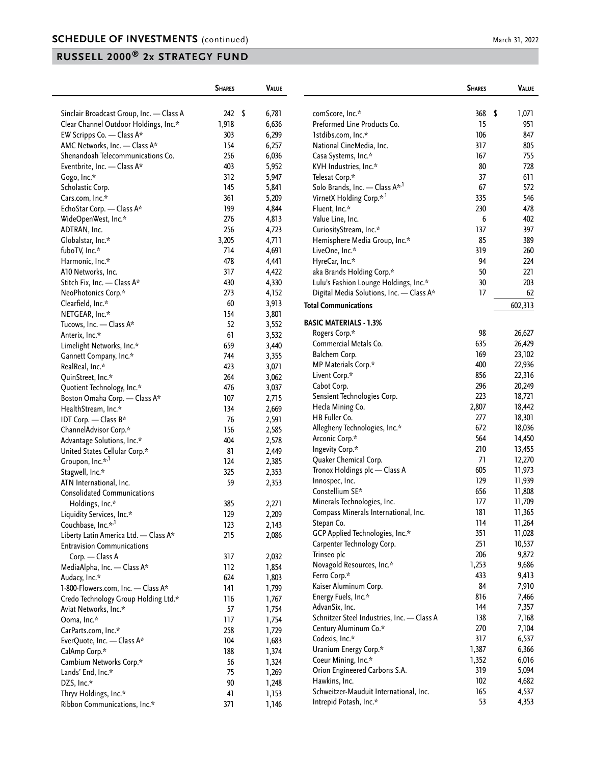## SCHEDULE OF INVESTMENTS (continued)

March 31, 2022

## RUSSELL 2000® 2x STRATEGY FUND

| | Shares | Value |
|---|---|---|
| Sinclair Broadcast Group, Inc. — Class A | 242 | $ 6,781 |
| Clear Channel Outdoor Holdings, Inc.* | 1,918 | 6,636 |
| EW Scripps Co. — Class A* | 303 | 6,299 |
| AMC Networks, Inc. — Class A* | 154 | 6,257 |
| Shenandoah Telecommunications Co. | 256 | 6,036 |
| Eventbrite, Inc. — Class A* | 403 | 5,952 |
| Gogo, Inc.* | 312 | 5,947 |
| Scholastic Corp. | 145 | 5,841 |
| Cars.com, Inc.* | 361 | 5,209 |
| EchoStar Corp. — Class A* | 199 | 4,844 |
| WideOpenWest, Inc.* | 276 | 4,813 |
| ADTRAN, Inc. | 256 | 4,723 |
| Globalstar, Inc.* | 3,205 | 4,711 |
| fuboTV, Inc.* | 714 | 4,691 |
| Harmonic, Inc.* | 478 | 4,441 |
| A10 Networks, Inc. | 317 | 4,422 |
| Stitch Fix, Inc. — Class A* | 430 | 4,330 |
| NeoPhotonics Corp.* | 273 | 4,152 |
| Clearfield, Inc.* | 60 | 3,913 |
| NETGEAR, Inc.* | 154 | 3,801 |
| Tucows, Inc. — Class A* | 52 | 3,552 |
| Anterix, Inc.* | 61 | 3,532 |
| Limelight Networks, Inc.* | 659 | 3,440 |
| Gannett Company, Inc.* | 744 | 3,355 |
| RealReal, Inc.* | 423 | 3,071 |
| QuinStreet, Inc.* | 264 | 3,062 |
| Quotient Technology, Inc.* | 476 | 3,037 |
| Boston Omaha Corp. — Class A* | 107 | 2,715 |
| HealthStream, Inc.* | 134 | 2,669 |
| IDT Corp. — Class B* | 76 | 2,591 |
| ChannelAdvisor Corp.* | 156 | 2,585 |
| Advantage Solutions, Inc.* | 404 | 2,578 |
| United States Cellular Corp.* | 81 | 2,449 |
| Groupon, Inc.*,[1] | 124 | 2,385 |
| Stagwell, Inc.* | 325 | 2,353 |
| ATN International, Inc. | 59 | 2,353 |
| Consolidated Communications Holdings, Inc.* | 385 | 2,271 |
| Liquidity Services, Inc.* | 129 | 2,209 |
| Couchbase, Inc.*,[1] | 123 | 2,143 |
| Liberty Latin America Ltd. — Class A* | 215 | 2,086 |
| Entravision Communications Corp. — Class A | 317 | 2,032 |
| MediaAlpha, Inc. — Class A* | 112 | 1,854 |
| Audacy, Inc.* | 624 | 1,803 |
| 1-800-Flowers.com, Inc. — Class A* | 141 | 1,799 |
| Credo Technology Group Holding Ltd.* | 116 | 1,767 |
| Aviat Networks, Inc.* | 57 | 1,754 |
| Ooma, Inc.* | 117 | 1,754 |
| CarParts.com, Inc.* | 258 | 1,729 |
| EverQuote, Inc. — Class A* | 104 | 1,683 |
| CalAmp Corp.* | 188 | 1,374 |
| Cambium Networks Corp.* | 56 | 1,324 |
| Lands' End, Inc.* | 75 | 1,269 |
| DZS, Inc.* | 90 | 1,248 |
| Thryv Holdings, Inc.* | 41 | 1,153 |
| Ribbon Communications, Inc.* | 371 | 1,146 |
| comScore, Inc.* | 368 | $ 1,071 |
| Preformed Line Products Co. | 15 | 951 |
| 1stdibs.com, Inc.* | 106 | 847 |
| National CineMedia, Inc. | 317 | 805 |
| Casa Systems, Inc.* | 167 | 755 |
| KVH Industries, Inc.* | 80 | 728 |
| Telesat Corp.* | 37 | 611 |
| Solo Brands, Inc. — Class A*,[1] | 67 | 572 |
| VirnetX Holding Corp.*,[1] | 335 | 546 |
| Fluent, Inc.* | 230 | 478 |
| Value Line, Inc. | 6 | 402 |
| CuriosityStream, Inc.* | 137 | 397 |
| Hemisphere Media Group, Inc.* | 85 | 389 |
| LiveOne, Inc.* | 319 | 260 |
| HyreCar, Inc.* | 94 | 224 |
| aka Brands Holding Corp.* | 50 | 221 |
| Lulu's Fashion Lounge Holdings, Inc.* | 30 | 203 |
| Digital Media Solutions, Inc. — Class A* | 17 | 62 |
| **Total Communications** | | **602,313** |
| **BASIC MATERIALS - 1.3%** | | |
| Rogers Corp.* | 98 | 26,627 |
| Commercial Metals Co. | 635 | 26,429 |
| Balchem Corp. | 169 | 23,102 |
| MP Materials Corp.* | 400 | 22,936 |
| Livent Corp.* | 856 | 22,316 |
| Cabot Corp. | 296 | 20,249 |
| Sensient Technologies Corp. | 223 | 18,721 |
| Hecla Mining Co. | 2,807 | 18,442 |
| HB Fuller Co. | 277 | 18,301 |
| Allegheny Technologies, Inc.* | 672 | 18,036 |
| Arconic Corp.* | 564 | 14,450 |
| Ingevity Corp.* | 210 | 13,455 |
| Quaker Chemical Corp. | 71 | 12,270 |
| Tronox Holdings plc — Class A | 605 | 11,973 |
| Innospec, Inc. | 129 | 11,939 |
| Constellium SE* | 656 | 11,808 |
| Minerals Technologies, Inc. | 177 | 11,709 |
| Compass Minerals International, Inc. | 181 | 11,365 |
| Stepan Co. | 114 | 11,264 |
| GCP Applied Technologies, Inc.* | 351 | 11,028 |
| Carpenter Technology Corp. | 251 | 10,537 |
| Trinseo plc | 206 | 9,872 |
| Novagold Resources, Inc.* | 1,253 | 9,686 |
| Ferro Corp.* | 433 | 9,413 |
| Kaiser Aluminum Corp. | 84 | 7,910 |
| Energy Fuels, Inc.* | 816 | 7,466 |
| AdvanSix, Inc. | 144 | 7,357 |
| Schnitzer Steel Industries, Inc. — Class A | 138 | 7,168 |
| Century Aluminum Co.* | 270 | 7,104 |
| Codexis, Inc.* | 317 | 6,537 |
| Uranium Energy Corp.* | 1,387 | 6,366 |
| Coeur Mining, Inc.* | 1,352 | 6,016 |
| Orion Engineered Carbons S.A. | 319 | 5,094 |
| Hawkins, Inc. | 102 | 4,682 |
| Schweitzer-Mauduit International, Inc. | 165 | 4,537 |
| Intrepid Potash, Inc.* | 53 | 4,353 |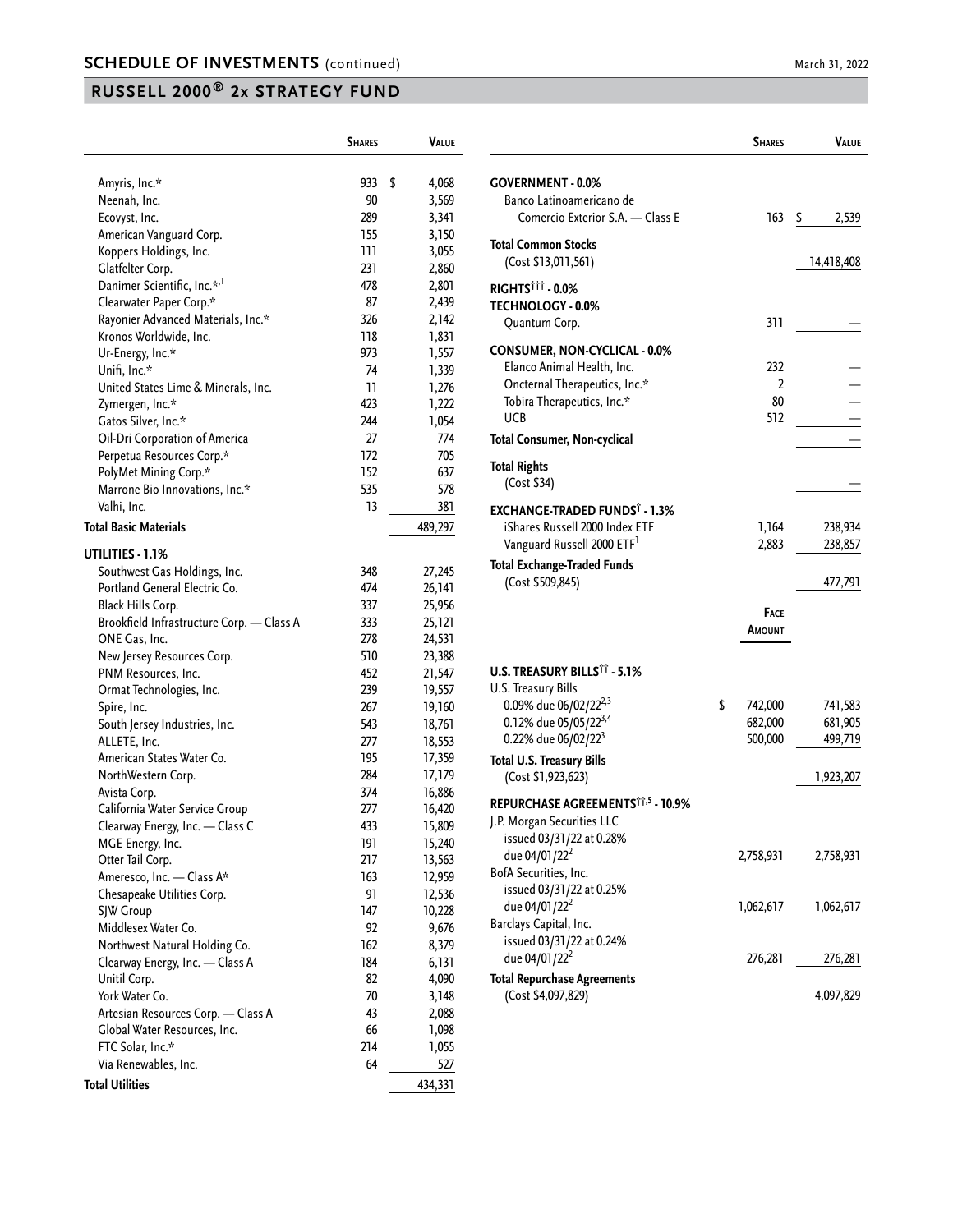## SCHEDULE OF INVESTMENTS (continued)

March 31, 2022

## RUSSELL 2000® 2x STRATEGY FUND

| | Shares | Value |
|---|---|---|
| Amyris, Inc.* | 933 | $ 4,068 |
| Neenah, Inc. | 90 | 3,569 |
| Ecovyst, Inc. | 289 | 3,341 |
| American Vanguard Corp. | 155 | 3,150 |
| Koppers Holdings, Inc. | 111 | 3,055 |
| Glatfelter Corp. | 231 | 2,860 |
| Danimer Scientific, Inc.*,[1] | 478 | 2,801 |
| Clearwater Paper Corp.* | 87 | 2,439 |
| Rayonier Advanced Materials, Inc.* | 326 | 2,142 |
| Kronos Worldwide, Inc. | 118 | 1,831 |
| Ur-Energy, Inc.* | 973 | 1,557 |
| Unifi, Inc.* | 74 | 1,339 |
| United States Lime & Minerals, Inc. | 11 | 1,276 |
| Zymergen, Inc.* | 423 | 1,222 |
| Gatos Silver, Inc.* | 244 | 1,054 |
| Oil-Dri Corporation of America | 27 | 774 |
| Perpetua Resources Corp.* | 172 | 705 |
| PolyMet Mining Corp.* | 152 | 637 |
| Marrone Bio Innovations, Inc.* | 535 | 578 |
| Valhi, Inc. | 13 | 381 |
| **Total Basic Materials** | | 489,297 |
| **UTILITIES - 1.1%** | | |
| Southwest Gas Holdings, Inc. | 348 | 27,245 |
| Portland General Electric Co. | 474 | 26,141 |
| Black Hills Corp. | 337 | 25,956 |
| Brookfield Infrastructure Corp. — Class A | 333 | 25,121 |
| ONE Gas, Inc. | 278 | 24,531 |
| New Jersey Resources Corp. | 510 | 23,388 |
| PNM Resources, Inc. | 452 | 21,547 |
| Ormat Technologies, Inc. | 239 | 19,557 |
| Spire, Inc. | 267 | 19,160 |
| South Jersey Industries, Inc. | 543 | 18,761 |
| ALLETE, Inc. | 277 | 18,553 |
| American States Water Co. | 195 | 17,359 |
| NorthWestern Corp. | 284 | 17,179 |
| Avista Corp. | 374 | 16,886 |
| California Water Service Group | 277 | 16,420 |
| Clearway Energy, Inc. — Class C | 433 | 15,809 |
| MGE Energy, Inc. | 191 | 15,240 |
| Otter Tail Corp. | 217 | 13,563 |
| Ameresco, Inc. — Class A* | 163 | 12,959 |
| Chesapeake Utilities Corp. | 91 | 12,536 |
| SJW Group | 147 | 10,228 |
| Middlesex Water Co. | 92 | 9,676 |
| Northwest Natural Holding Co. | 162 | 8,379 |
| Clearway Energy, Inc. — Class A | 184 | 6,131 |
| Unitil Corp. | 82 | 4,090 |
| York Water Co. | 70 | 3,148 |
| Artesian Resources Corp. — Class A | 43 | 2,088 |
| Global Water Resources, Inc. | 66 | 1,098 |
| FTC Solar, Inc.* | 214 | 1,055 |
| Via Renewables, Inc. | 64 | 527 |
| **Total Utilities** | | 434,331 |
| **GOVERNMENT - 0.0%** | | |
| Banco Latinoamericano de Comercio Exterior S.A. — Class E | 163 | $ 2,539 |
| **Total Common Stocks** (Cost $13,011,561) | | 14,418,408 |
| **RIGHTS**††† **- 0.0%** | | |
| **TECHNOLOGY - 0.0%** | | |
| Quantum Corp. | 311 | — |
| **CONSUMER, NON-CYCLICAL - 0.0%** | | |
| Elanco Animal Health, Inc. | 232 | — |
| Oncternal Therapeutics, Inc.* | 2 | — |
| Tobira Therapeutics, Inc.* | 80 | — |
| UCB | 512 | — |
| **Total Consumer, Non-cyclical** | | — |
| **Total Rights** (Cost $34) | | — |
| **EXCHANGE-TRADED FUNDS**† **- 1.3%** | | |
| iShares Russell 2000 Index ETF | 1,164 | 238,934 |
| Vanguard Russell 2000 ETF[1] | 2,883 | 238,857 |
| **Total Exchange-Traded Funds** (Cost $509,845) | | 477,791 |

| | Face Amount | Value |
|---|---|---|
| **U.S. TREASURY BILLS**†† **- 5.1%** | | |
| U.S. Treasury Bills | | |
| 0.09% due 06/02/22[2,3] | $ 742,000 | 741,583 |
| 0.12% due 05/05/22[3,4] | 682,000 | 681,905 |
| 0.22% due 06/02/22[3] | 500,000 | 499,719 |
| **Total U.S. Treasury Bills** (Cost $1,923,623) | | 1,923,207 |
| **REPURCHASE AGREEMENTS**††,5 **- 10.9%** | | |
| J.P. Morgan Securities LLC issued 03/31/22 at 0.28% due 04/01/22[2] | 2,758,931 | 2,758,931 |
| BofA Securities, Inc. issued 03/31/22 at 0.25% due 04/01/22[2] | 1,062,617 | 1,062,617 |
| Barclays Capital, Inc. issued 03/31/22 at 0.24% due 04/01/22[2] | 276,281 | 276,281 |
| **Total Repurchase Agreements** (Cost $4,097,829) | | 4,097,829 |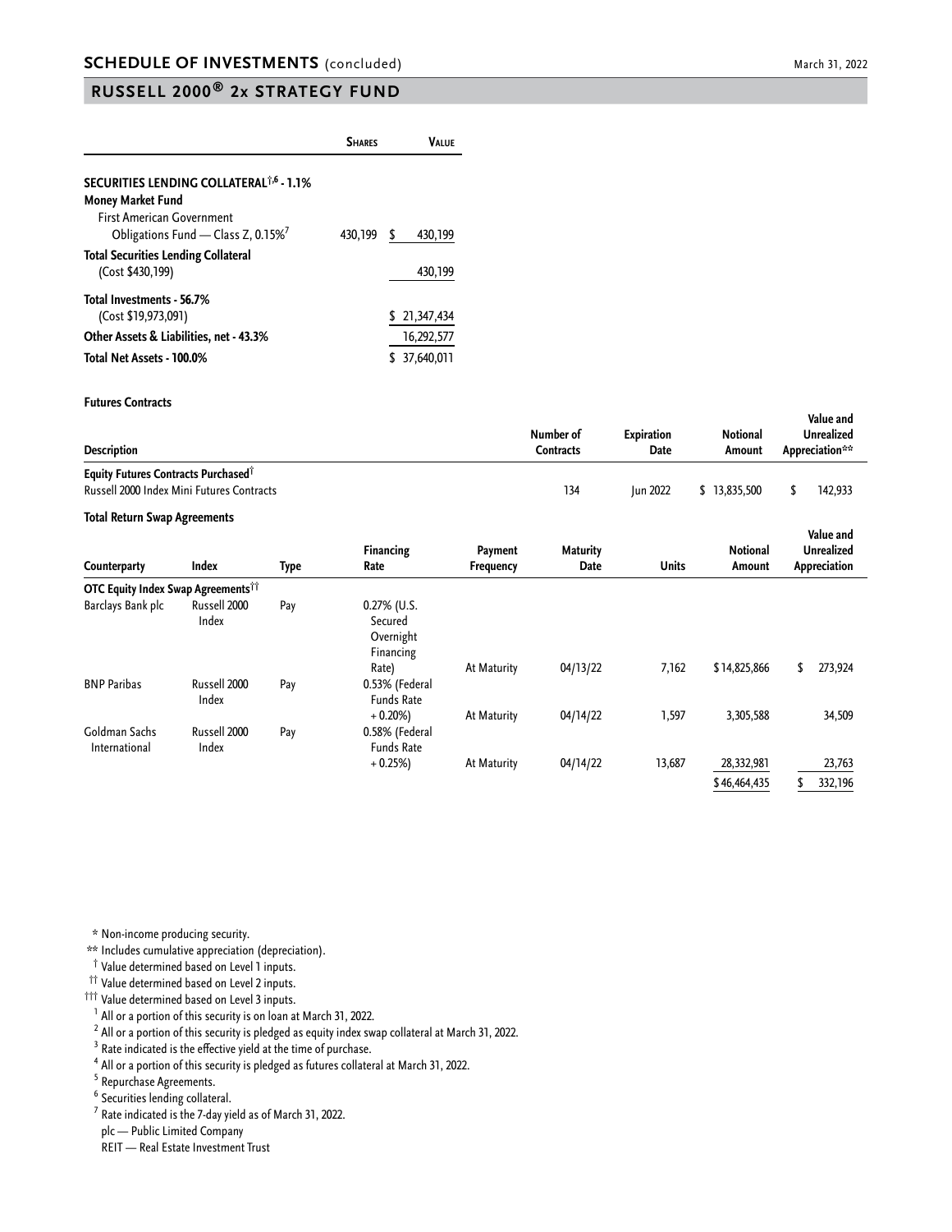## SCHEDULE OF INVESTMENTS (concluded)

## RUSSELL 2000® 2x STRATEGY FUND

| | Shares | Value |
|---|---|---|
| **SECURITIES LENDING COLLATERAL†,6 - 1.1%** | | |
| **Money Market Fund** | | |
| First American Government Obligations Fund — Class Z, 0.15%[7] | 430,199 | $ 430,199 |
| **Total Securities Lending Collateral** (Cost $430,199) | | 430,199 |
| **Total Investments - 56.7%** (Cost $19,973,091) | | $ 21,347,434 |
| **Other Assets & Liabilities, net - 43.3%** | | 16,292,577 |
| **Total Net Assets - 100.0%** | | $ 37,640,011 |

**Futures Contracts**

| Description | Number of Contracts | Expiration Date | Notional Amount | Value and Unrealized Appreciation** |
|---|---|---|---|---|
| **Equity Futures Contracts Purchased†** | | | | |
| Russell 2000 Index Mini Futures Contracts | 134 | Jun 2022 | $ 13,835,500 | $ 142,933 |

**Total Return Swap Agreements**

| Counterparty | Index | Type | Financing Rate | Payment Frequency | Maturity Date | Units | Notional Amount | Value and Unrealized Appreciation |
|---|---|---|---|---|---|---|---|---|
| **OTC Equity Index Swap Agreements††** | | | | | | | | |
| Barclays Bank plc | Russell 2000 Index | Pay | 0.27% (U.S. Secured Overnight Financing Rate) | At Maturity | 04/13/22 | 7,162 | $ 14,825,866 | $ 273,924 |
| BNP Paribas | Russell 2000 Index | Pay | 0.53% (Federal Funds Rate + 0.20%) | At Maturity | 04/14/22 | 1,597 | 3,305,588 | 34,509 |
| Goldman Sachs International | Russell 2000 Index | Pay | 0.58% (Federal Funds Rate + 0.25%) | At Maturity | 04/14/22 | 13,687 | 28,332,981 | 23,763 |
| | | | | | | | $ 46,464,435 | $ 332,196 |

\* Non-income producing security.

\*\* Includes cumulative appreciation (depreciation).

† Value determined based on Level 1 inputs.

†† Value determined based on Level 2 inputs.

††† Value determined based on Level 3 inputs.

[1] All or a portion of this security is on loan at March 31, 2022.

[2] All or a portion of this security is pledged as equity index swap collateral at March 31, 2022.

[3] Rate indicated is the effective yield at the time of purchase.

[4] All or a portion of this security is pledged as futures collateral at March 31, 2022.

[5] Repurchase Agreements.

[6] Securities lending collateral.

[7] Rate indicated is the 7-day yield as of March 31, 2022.

plc — Public Limited Company

REIT — Real Estate Investment Trust